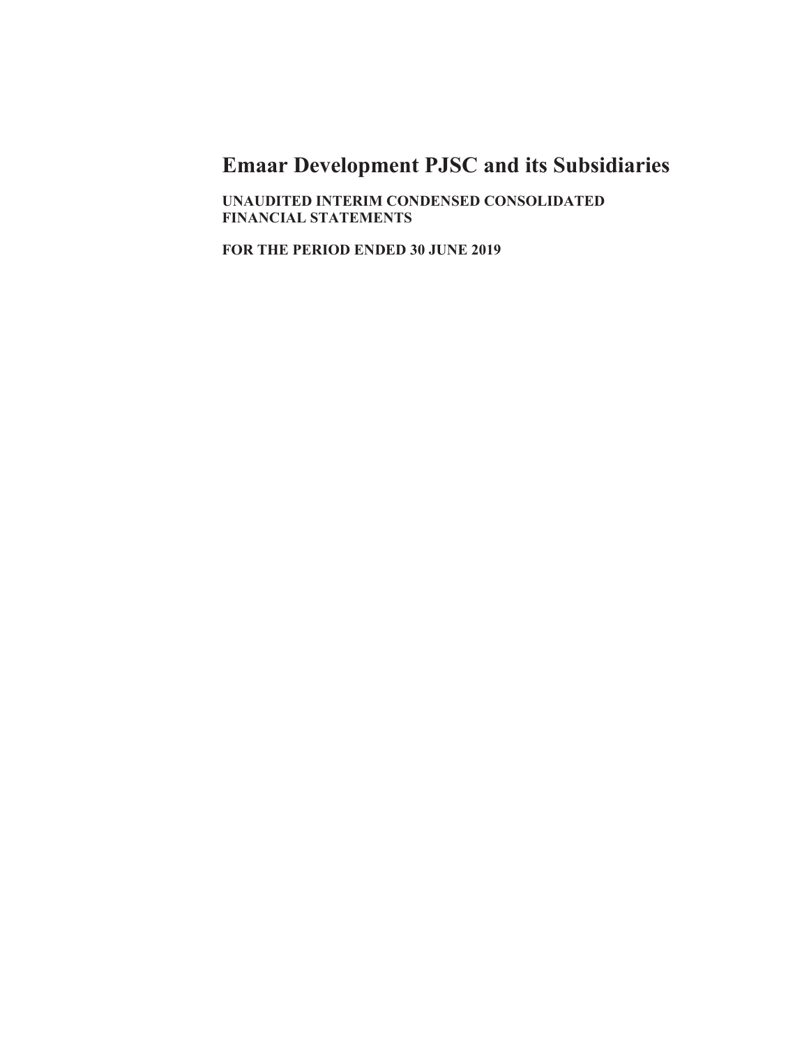# Emaar Development PJSC and its Subsidiaries

**UNAUDITED INTERIM CONDENSED CONSOLIDATED FINANCIAL STATEMENTS**

**FOR THE PERIOD ENDED 30 JUNE 2019**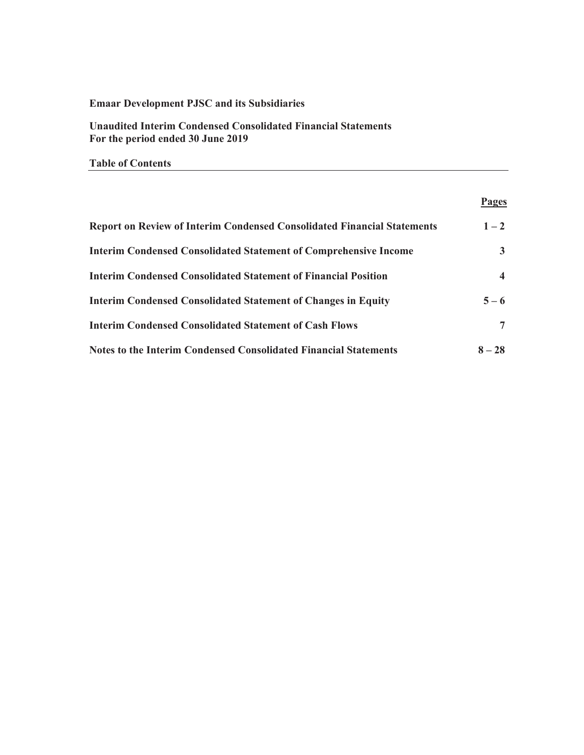**Emaar Development PJSC and its Subsidiaries**

**Unaudited Interim Condensed Consolidated Financial Statements**
**For the period ended 30 June 2019**

**Table of Contents**

| | Pages |
|---|---|
| **Report on Review of Interim Condensed Consolidated Financial Statements** | **1 – 2** |
| **Interim Condensed Consolidated Statement of Comprehensive Income** | **3** |
| **Interim Condensed Consolidated Statement of Financial Position** | **4** |
| **Interim Condensed Consolidated Statement of Changes in Equity** | **5 – 6** |
| **Interim Condensed Consolidated Statement of Cash Flows** | **7** |
| **Notes to the Interim Condensed Consolidated Financial Statements** | **8 – 28** |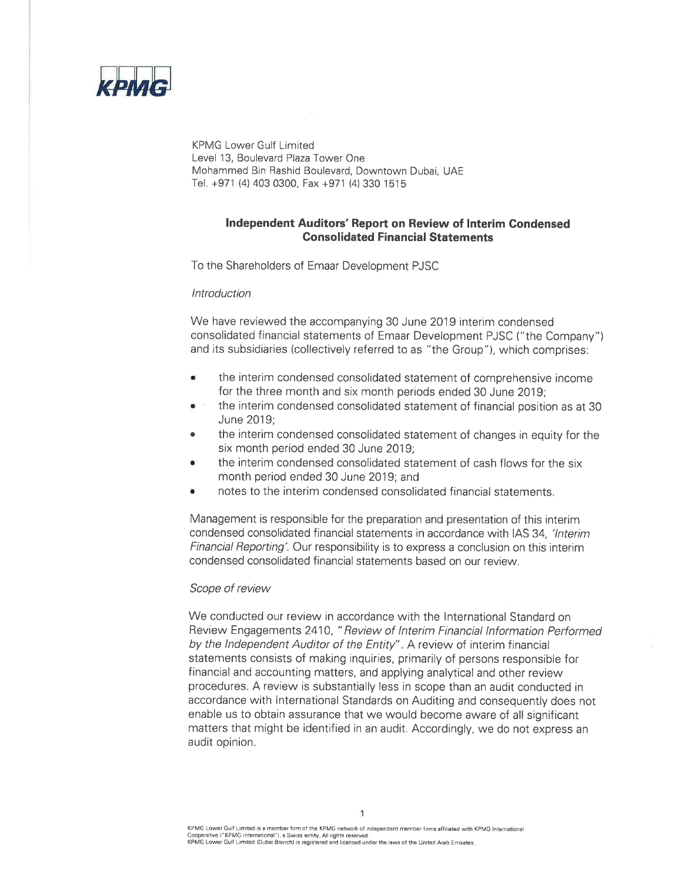KPMG

KPMG Lower Gulf Limited
Level 13, Boulevard Plaza Tower One
Mohammed Bin Rashid Boulevard, Downtown Dubai, UAE
Tel. +971 (4) 403 0300, Fax +971 (4) 330 1515

## Independent Auditors' Report on Review of Interim Condensed Consolidated Financial Statements

To the Shareholders of Emaar Development PJSC

*Introduction*

We have reviewed the accompanying 30 June 2019 interim condensed consolidated financial statements of Emaar Development PJSC ("the Company") and its subsidiaries (collectively referred to as "the Group"), which comprises:

- the interim condensed consolidated statement of comprehensive income for the three month and six month periods ended 30 June 2019;
- the interim condensed consolidated statement of financial position as at 30 June 2019;
- the interim condensed consolidated statement of changes in equity for the six month period ended 30 June 2019;
- the interim condensed consolidated statement of cash flows for the six month period ended 30 June 2019; and
- notes to the interim condensed consolidated financial statements.

Management is responsible for the preparation and presentation of this interim condensed consolidated financial statements in accordance with IAS 34, *'Interim Financial Reporting'*. Our responsibility is to express a conclusion on this interim condensed consolidated financial statements based on our review.

*Scope of review*

We conducted our review in accordance with the International Standard on Review Engagements 2410, "*Review of Interim Financial Information Performed by the Independent Auditor of the Entity*". A review of interim financial statements consists of making inquiries, primarily of persons responsible for financial and accounting matters, and applying analytical and other review procedures. A review is substantially less in scope than an audit conducted in accordance with International Standards on Auditing and consequently does not enable us to obtain assurance that we would become aware of all significant matters that might be identified in an audit. Accordingly, we do not express an audit opinion.

KPMG Lower Gulf Limited is a member firm of the KPMG network of independent member firms affiliated with KPMG International Cooperative ("KPMG International"), a Swiss entity. All rights reserved.
KPMG Lower Gulf Limited (Dubai Branch) is registered and licensed under the laws of the United Arab Emirates.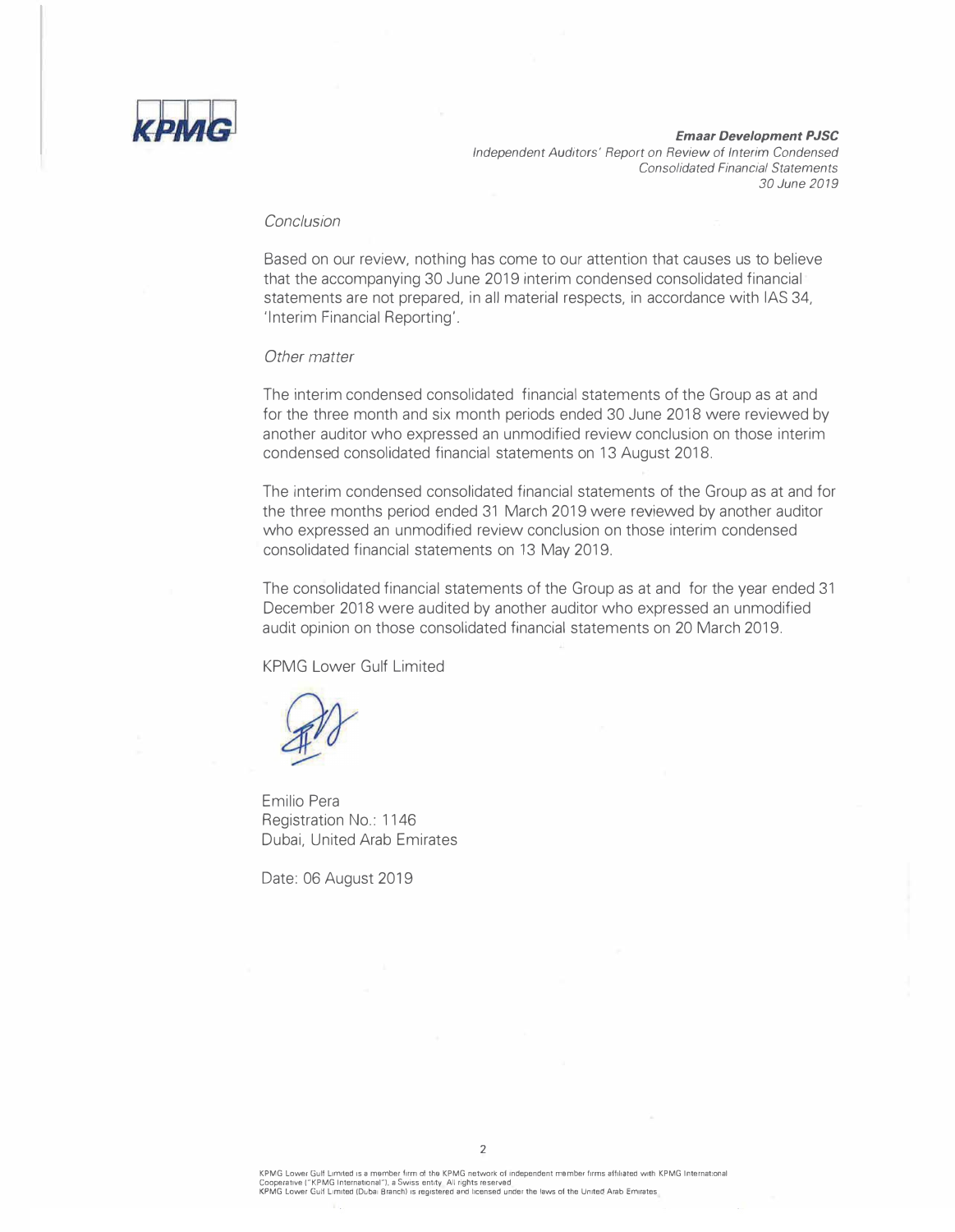*Conclusion*

Based on our review, nothing has come to our attention that causes us to believe that the accompanying 30 June 2019 interim condensed consolidated financial statements are not prepared, in all material respects, in accordance with IAS 34, 'Interim Financial Reporting'.

*Other matter*

The interim condensed consolidated financial statements of the Group as at and for the three month and six month periods ended 30 June 2018 were reviewed by another auditor who expressed an unmodified review conclusion on those interim condensed consolidated financial statements on 13 August 2018.

The interim condensed consolidated financial statements of the Group as at and for the three months period ended 31 March 2019 were reviewed by another auditor who expressed an unmodified review conclusion on those interim condensed consolidated financial statements on 13 May 2019.

The consolidated financial statements of the Group as at and for the year ended 31 December 2018 were audited by another auditor who expressed an unmodified audit opinion on those consolidated financial statements on 20 March 2019.

KPMG Lower Gulf Limited

Emilio Pera
Registration No.: 1146
Dubai, United Arab Emirates

Date: 06 August 2019

KPMG Lower Gulf Limited is a member firm of the KPMG network of independent member firms affiliated with KPMG International Cooperative ("KPMG International"), a Swiss entity. All rights reserved.
KPMG Lower Gulf Limited (Dubai Branch) is registered and licensed under the laws of the United Arab Emirates.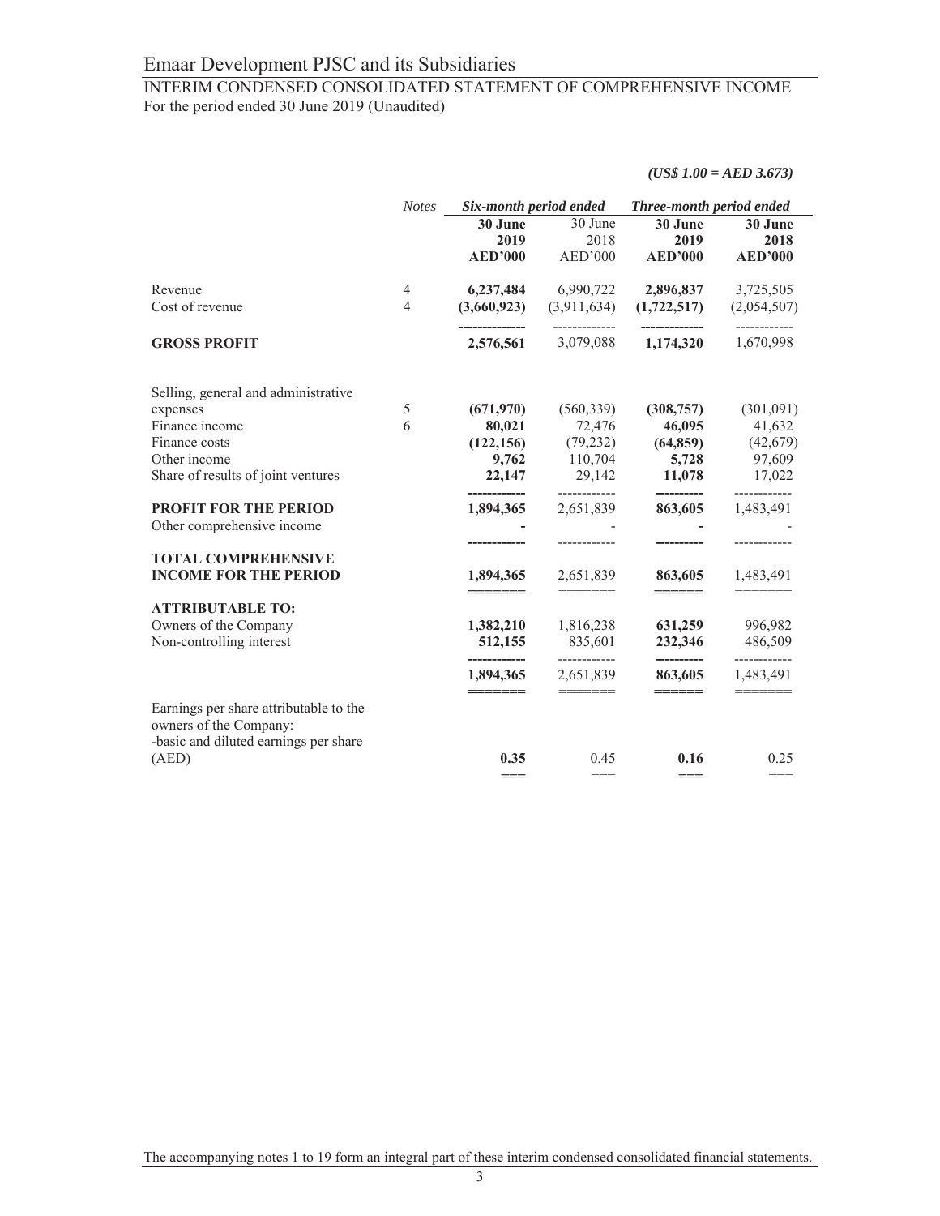# Emaar Development PJSC and its Subsidiaries

## INTERIM CONDENSED CONSOLIDATED STATEMENT OF COMPREHENSIVE INCOME

For the period ended 30 June 2019 (Unaudited)

***(US$ 1.00 = AED 3.673)***

| | *Notes* | *Six-month period ended* | | *Three-month period ended* | |
|---|---|---|---|---|---|
| | | **30 June 2019 AED'000** | 30 June 2018 AED'000 | **30 June 2019 AED'000** | **30 June 2018 AED'000** |
| Revenue | 4 | **6,237,484** | 6,990,722 | **2,896,837** | 3,725,505 |
| Cost of revenue | 4 | **(3,660,923)** | (3,911,634) | **(1,722,517)** | (2,054,507) |
| **GROSS PROFIT** | | **2,576,561** | 3,079,088 | **1,174,320** | 1,670,998 |
| Selling, general and administrative expenses | 5 | **(671,970)** | (560,339) | **(308,757)** | (301,091) |
| Finance income | 6 | **80,021** | 72,476 | **46,095** | 41,632 |
| Finance costs | | **(122,156)** | (79,232) | **(64,859)** | (42,679) |
| Other income | | **9,762** | 110,704 | **5,728** | 97,609 |
| Share of results of joint ventures | | **22,147** | 29,142 | **11,078** | 17,022 |
| **PROFIT FOR THE PERIOD** | | **1,894,365** | 2,651,839 | **863,605** | 1,483,491 |
| Other comprehensive income | | **-** | - | **-** | - |
| **TOTAL COMPREHENSIVE INCOME FOR THE PERIOD** | | **1,894,365** | 2,651,839 | **863,605** | 1,483,491 |
| **ATTRIBUTABLE TO:** | | | | | |
| Owners of the Company | | **1,382,210** | 1,816,238 | **631,259** | 996,982 |
| Non-controlling interest | | **512,155** | 835,601 | **232,346** | 486,509 |
| | | **1,894,365** | 2,651,839 | **863,605** | 1,483,491 |
| Earnings per share attributable to the owners of the Company: -basic and diluted earnings per share (AED) | | **0.35** | 0.45 | **0.16** | 0.25 |

The accompanying notes 1 to 19 form an integral part of these interim condensed consolidated financial statements.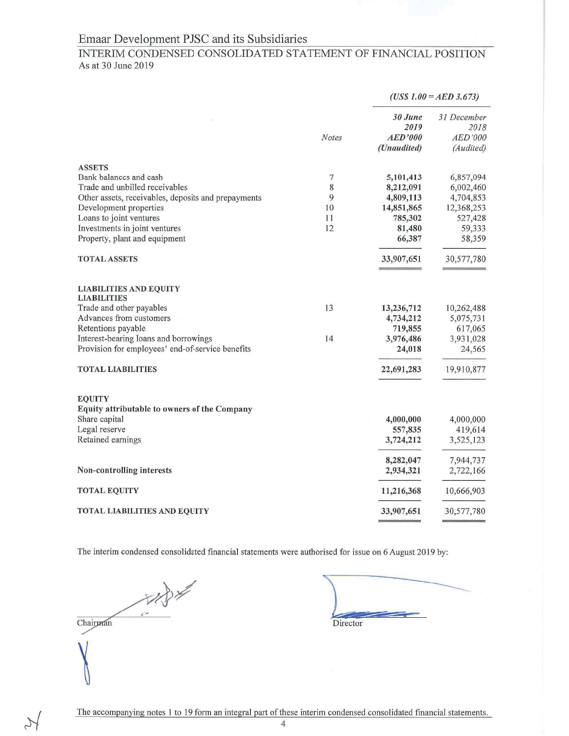# Emaar Development PJSC and its Subsidiaries

## INTERIM CONDENSED CONSOLIDATED STATEMENT OF FINANCIAL POSITION

As at 30 June 2019

| | | *(US$ 1.00 = AED 3.673)* | |
|---|---|---|---|
| | *Notes* | ***30 June 2019 AED'000 (Unaudited)*** | *31 December 2018 AED'000 (Audited)* |
| **ASSETS** | | | |
| Bank balances and cash | 7 | **5,101,413** | 6,857,094 |
| Trade and unbilled receivables | 8 | **8,212,091** | 6,002,460 |
| Other assets, receivables, deposits and prepayments | 9 | **4,809,113** | 4,704,853 |
| Development properties | 10 | **14,851,865** | 12,368,253 |
| Loans to joint ventures | 11 | **785,302** | 527,428 |
| Investments in joint ventures | 12 | **81,480** | 59,333 |
| Property, plant and equipment | | **66,387** | 58,359 |
| **TOTAL ASSETS** | | **33,907,651** | 30,577,780 |
| **LIABILITIES AND EQUITY** | | | |
| **LIABILITIES** | | | |
| Trade and other payables | 13 | **13,236,712** | 10,262,488 |
| Advances from customers | | **4,734,212** | 5,075,731 |
| Retentions payable | | **719,855** | 617,065 |
| Interest-bearing loans and borrowings | 14 | **3,976,486** | 3,931,028 |
| Provision for employees' end-of-service benefits | | **24,018** | 24,565 |
| **TOTAL LIABILITIES** | | **22,691,283** | 19,910,877 |
| **EQUITY** | | | |
| **Equity attributable to owners of the Company** | | | |
| Share capital | | **4,000,000** | 4,000,000 |
| Legal reserve | | **557,835** | 419,614 |
| Retained earnings | | **3,724,212** | 3,525,123 |
| | | **8,282,047** | 7,944,737 |
| **Non-controlling interests** | | **2,934,321** | 2,722,166 |
| **TOTAL EQUITY** | | **11,216,368** | 10,666,903 |
| **TOTAL LIABILITIES AND EQUITY** | | **33,907,651** | 30,577,780 |

The interim condensed consolidated financial statements were authorised for issue on 6 August 2019 by:

Chairman

Director

The accompanying notes 1 to 19 form an integral part of these interim condensed consolidated financial statements.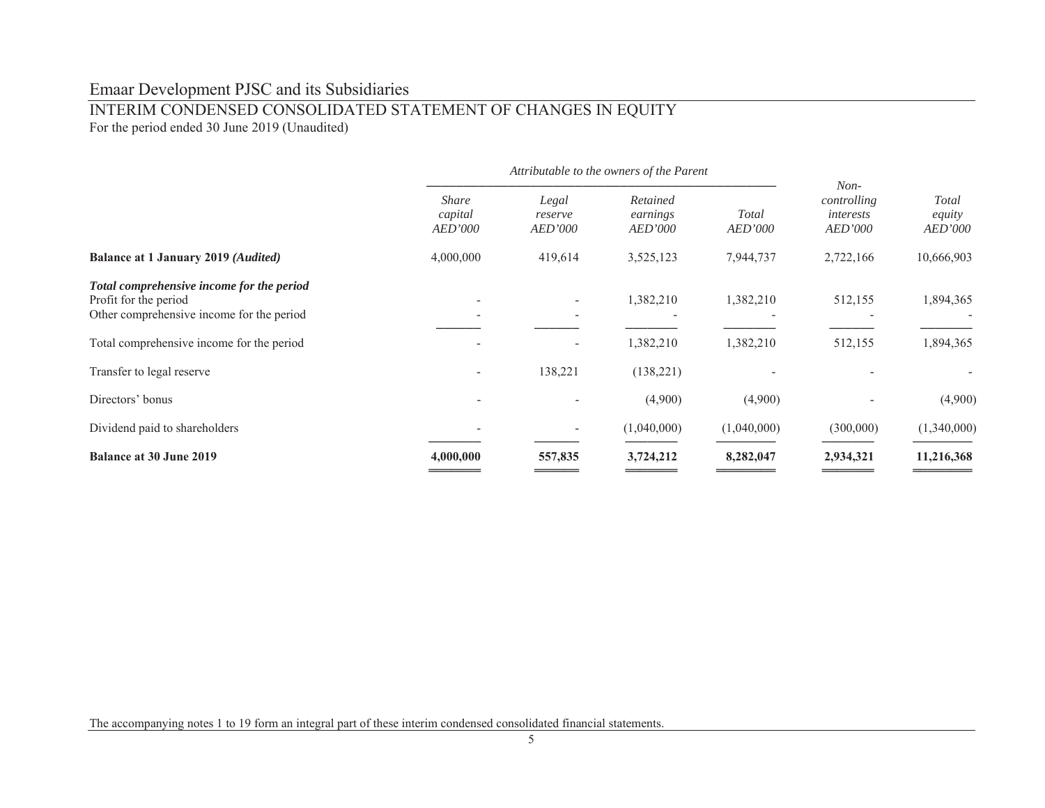# Emaar Development PJSC and its Subsidiaries

## INTERIM CONDENSED CONSOLIDATED STATEMENT OF CHANGES IN EQUITY

For the period ended 30 June 2019 (Unaudited)

| | *Attributable to the owners of the Parent* | | | | | |
|---|---|---|---|---|---|---|
| | *Share capital AED'000* | *Legal reserve AED'000* | *Retained earnings AED'000* | *Total AED'000* | *Non-controlling interests AED'000* | *Total equity AED'000* |
| **Balance at 1 January 2019 *(Audited)*** | 4,000,000 | 419,614 | 3,525,123 | 7,944,737 | 2,722,166 | 10,666,903 |
| ***Total comprehensive income for the period*** | | | | | | |
| Profit for the period | - | - | 1,382,210 | 1,382,210 | 512,155 | 1,894,365 |
| Other comprehensive income for the period | - | - | - | - | - | - |
| Total comprehensive income for the period | - | - | 1,382,210 | 1,382,210 | 512,155 | 1,894,365 |
| Transfer to legal reserve | - | 138,221 | (138,221) | - | - | - |
| Directors' bonus | - | - | (4,900) | (4,900) | - | (4,900) |
| Dividend paid to shareholders | - | - | (1,040,000) | (1,040,000) | (300,000) | (1,340,000) |
| **Balance at 30 June 2019** | **4,000,000** | **557,835** | **3,724,212** | **8,282,047** | **2,934,321** | **11,216,368** |

The accompanying notes 1 to 19 form an integral part of these interim condensed consolidated financial statements.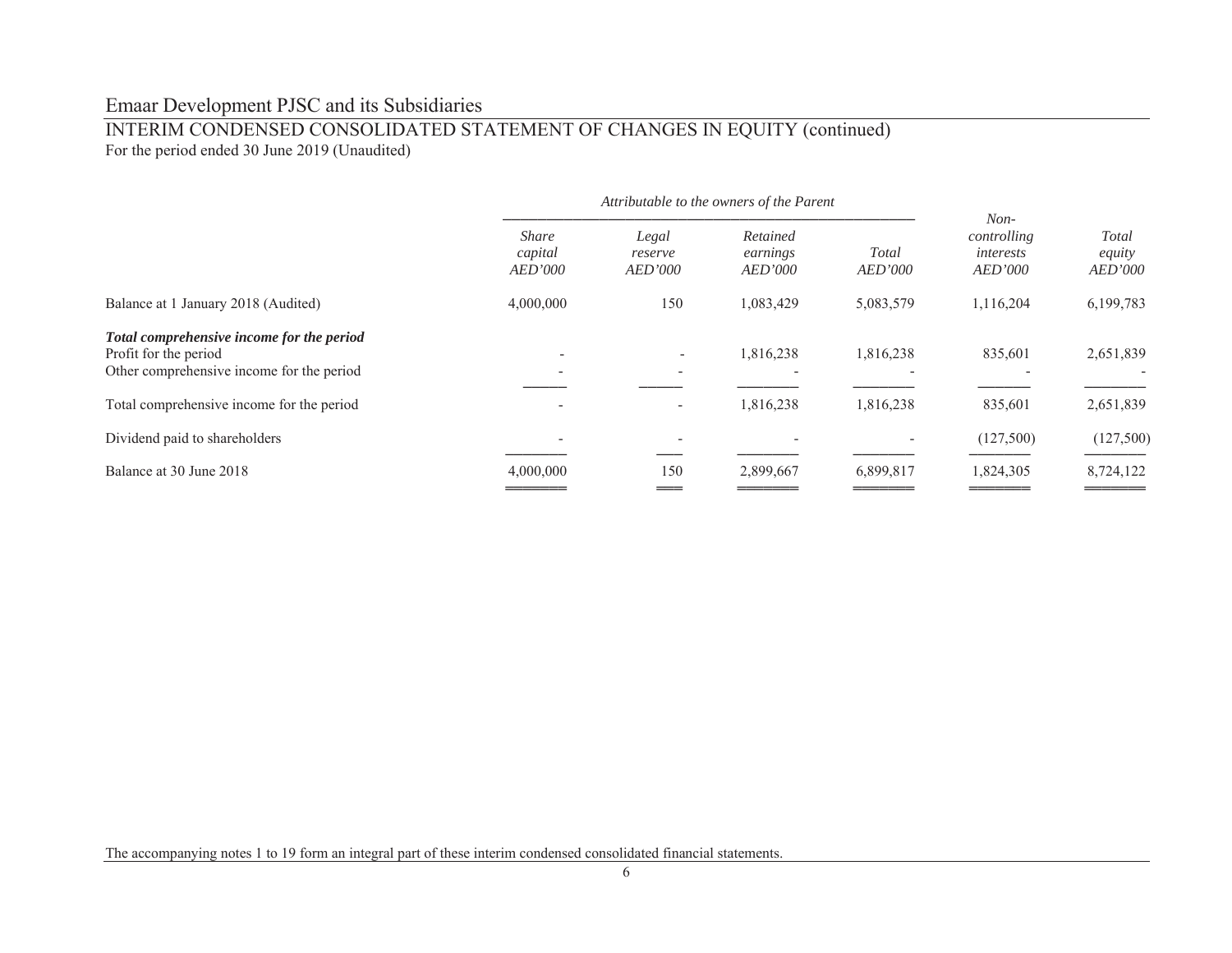# Emaar Development PJSC and its Subsidiaries

## INTERIM CONDENSED CONSOLIDATED STATEMENT OF CHANGES IN EQUITY (continued)

For the period ended 30 June 2019 (Unaudited)

| | *Attributable to the owners of the Parent* | | | | | |
|---|---|---|---|---|---|---|
| | *Share capital AED'000* | *Legal reserve AED'000* | *Retained earnings AED'000* | *Total AED'000* | *Non-controlling interests AED'000* | *Total equity AED'000* |
| Balance at 1 January 2018 (Audited) | 4,000,000 | 150 | 1,083,429 | 5,083,579 | 1,116,204 | 6,199,783 |
| ***Total comprehensive income for the period*** | | | | | | |
| Profit for the period | - | - | 1,816,238 | 1,816,238 | 835,601 | 2,651,839 |
| Other comprehensive income for the period | - | - | - | - | - | - |
| Total comprehensive income for the period | - | - | 1,816,238 | 1,816,238 | 835,601 | 2,651,839 |
| Dividend paid to shareholders | - | - | - | - | (127,500) | (127,500) |
| Balance at 30 June 2018 | 4,000,000 | 150 | 2,899,667 | 6,899,817 | 1,824,305 | 8,724,122 |

The accompanying notes 1 to 19 form an integral part of these interim condensed consolidated financial statements.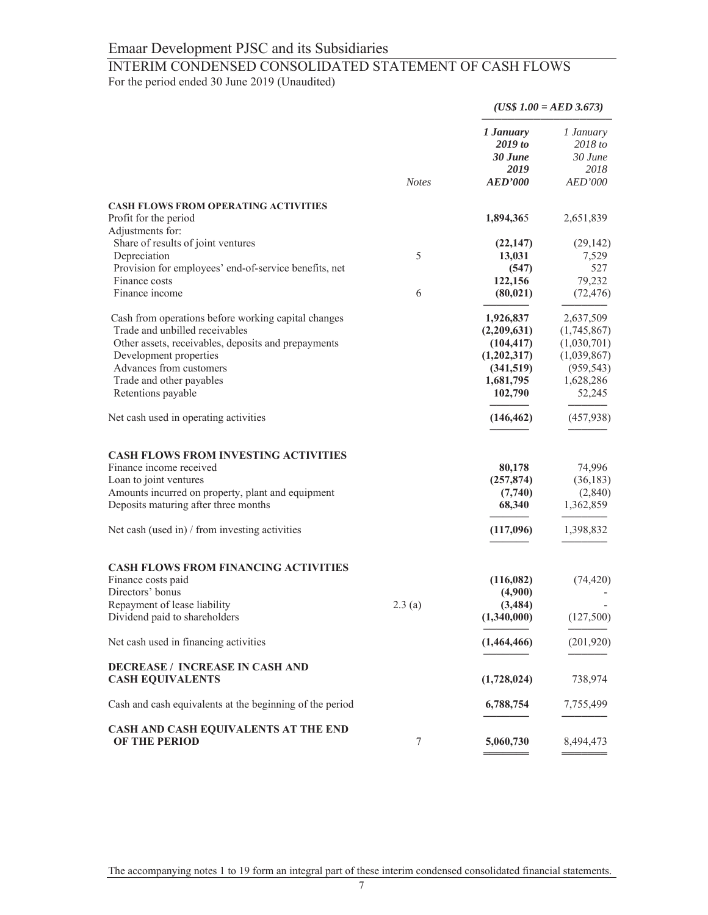# Emaar Development PJSC and its Subsidiaries

## INTERIM CONDENSED CONSOLIDATED STATEMENT OF CASH FLOWS

For the period ended 30 June 2019 (Unaudited)

| | | *(US$ 1.00 = AED 3.673)* | |
|---|---|---|---|
| | *Notes* | ***1 January 2019 to 30 June 2019 AED'000*** | *1 January 2018 to 30 June 2018 AED'000* |
| **CASH FLOWS FROM OPERATING ACTIVITIES** | | | |
| Profit for the period | | **1,894,365** | 2,651,839 |
| Adjustments for: | | | |
| Share of results of joint ventures | | **(22,147)** | (29,142) |
| Depreciation | 5 | **13,031** | 7,529 |
| Provision for employees' end-of-service benefits, net | | **(547)** | 527 |
| Finance costs | | **122,156** | 79,232 |
| Finance income | 6 | **(80,021)** | (72,476) |
| Cash from operations before working capital changes | | **1,926,837** | 2,637,509 |
| Trade and unbilled receivables | | **(2,209,631)** | (1,745,867) |
| Other assets, receivables, deposits and prepayments | | **(104,417)** | (1,030,701) |
| Development properties | | **(1,202,317)** | (1,039,867) |
| Advances from customers | | **(341,519)** | (959,543) |
| Trade and other payables | | **1,681,795** | 1,628,286 |
| Retentions payable | | **102,790** | 52,245 |
| Net cash used in operating activities | | **(146,462)** | (457,938) |
| **CASH FLOWS FROM INVESTING ACTIVITIES** | | | |
| Finance income received | | **80,178** | 74,996 |
| Loan to joint ventures | | **(257,874)** | (36,183) |
| Amounts incurred on property, plant and equipment | | **(7,740)** | (2,840) |
| Deposits maturing after three months | | **68,340** | 1,362,859 |
| Net cash (used in) / from investing activities | | **(117,096)** | 1,398,832 |
| **CASH FLOWS FROM FINANCING ACTIVITIES** | | | |
| Finance costs paid | | **(116,082)** | (74,420) |
| Directors' bonus | | **(4,900)** | - |
| Repayment of lease liability | 2.3 (a) | **(3,484)** | - |
| Dividend paid to shareholders | | **(1,340,000)** | (127,500) |
| Net cash used in financing activities | | **(1,464,466)** | (201,920) |
| **DECREASE / INCREASE IN CASH AND CASH EQUIVALENTS** | | **(1,728,024)** | 738,974 |
| Cash and cash equivalents at the beginning of the period | | **6,788,754** | 7,755,499 |
| **CASH AND CASH EQUIVALENTS AT THE END OF THE PERIOD** | 7 | **5,060,730** | 8,494,473 |

The accompanying notes 1 to 19 form an integral part of these interim condensed consolidated financial statements.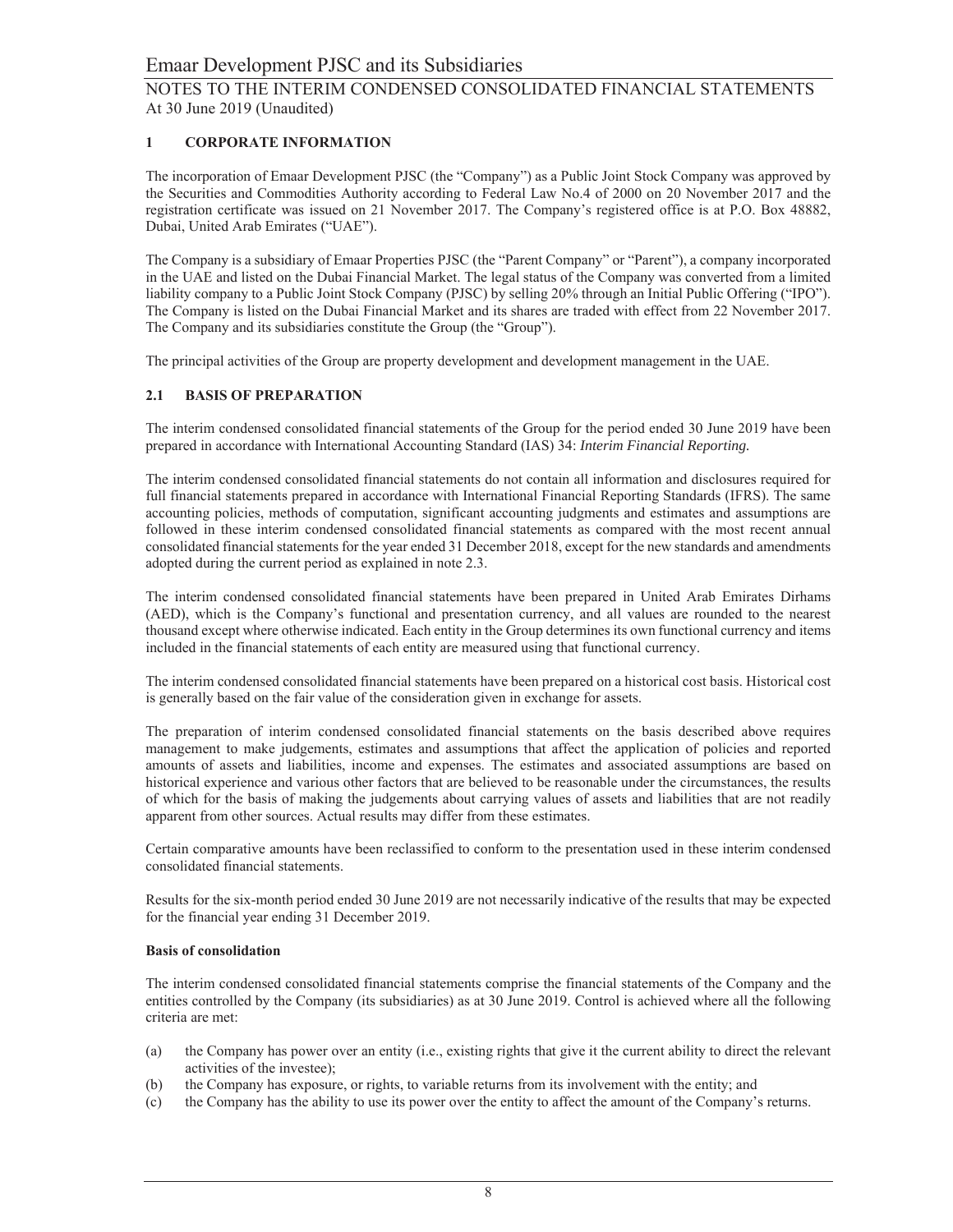## 1 CORPORATE INFORMATION

The incorporation of Emaar Development PJSC (the "Company") as a Public Joint Stock Company was approved by the Securities and Commodities Authority according to Federal Law No.4 of 2000 on 20 November 2017 and the registration certificate was issued on 21 November 2017. The Company's registered office is at P.O. Box 48882, Dubai, United Arab Emirates ("UAE").

The Company is a subsidiary of Emaar Properties PJSC (the "Parent Company" or "Parent"), a company incorporated in the UAE and listed on the Dubai Financial Market. The legal status of the Company was converted from a limited liability company to a Public Joint Stock Company (PJSC) by selling 20% through an Initial Public Offering ("IPO"). The Company is listed on the Dubai Financial Market and its shares are traded with effect from 22 November 2017. The Company and its subsidiaries constitute the Group (the "Group").

The principal activities of the Group are property development and development management in the UAE.

## 2.1 BASIS OF PREPARATION

The interim condensed consolidated financial statements of the Group for the period ended 30 June 2019 have been prepared in accordance with International Accounting Standard (IAS) 34: *Interim Financial Reporting.*

The interim condensed consolidated financial statements do not contain all information and disclosures required for full financial statements prepared in accordance with International Financial Reporting Standards (IFRS). The same accounting policies, methods of computation, significant accounting judgments and estimates and assumptions are followed in these interim condensed consolidated financial statements as compared with the most recent annual consolidated financial statements for the year ended 31 December 2018, except for the new standards and amendments adopted during the current period as explained in note 2.3.

The interim condensed consolidated financial statements have been prepared in United Arab Emirates Dirhams (AED), which is the Company's functional and presentation currency, and all values are rounded to the nearest thousand except where otherwise indicated. Each entity in the Group determines its own functional currency and items included in the financial statements of each entity are measured using that functional currency.

The interim condensed consolidated financial statements have been prepared on a historical cost basis. Historical cost is generally based on the fair value of the consideration given in exchange for assets.

The preparation of interim condensed consolidated financial statements on the basis described above requires management to make judgements, estimates and assumptions that affect the application of policies and reported amounts of assets and liabilities, income and expenses. The estimates and associated assumptions are based on historical experience and various other factors that are believed to be reasonable under the circumstances, the results of which for the basis of making the judgements about carrying values of assets and liabilities that are not readily apparent from other sources. Actual results may differ from these estimates.

Certain comparative amounts have been reclassified to conform to the presentation used in these interim condensed consolidated financial statements.

Results for the six-month period ended 30 June 2019 are not necessarily indicative of the results that may be expected for the financial year ending 31 December 2019.

**Basis of consolidation**

The interim condensed consolidated financial statements comprise the financial statements of the Company and the entities controlled by the Company (its subsidiaries) as at 30 June 2019. Control is achieved where all the following criteria are met:

(a) the Company has power over an entity (i.e., existing rights that give it the current ability to direct the relevant activities of the investee);
(b) the Company has exposure, or rights, to variable returns from its involvement with the entity; and
(c) the Company has the ability to use its power over the entity to affect the amount of the Company's returns.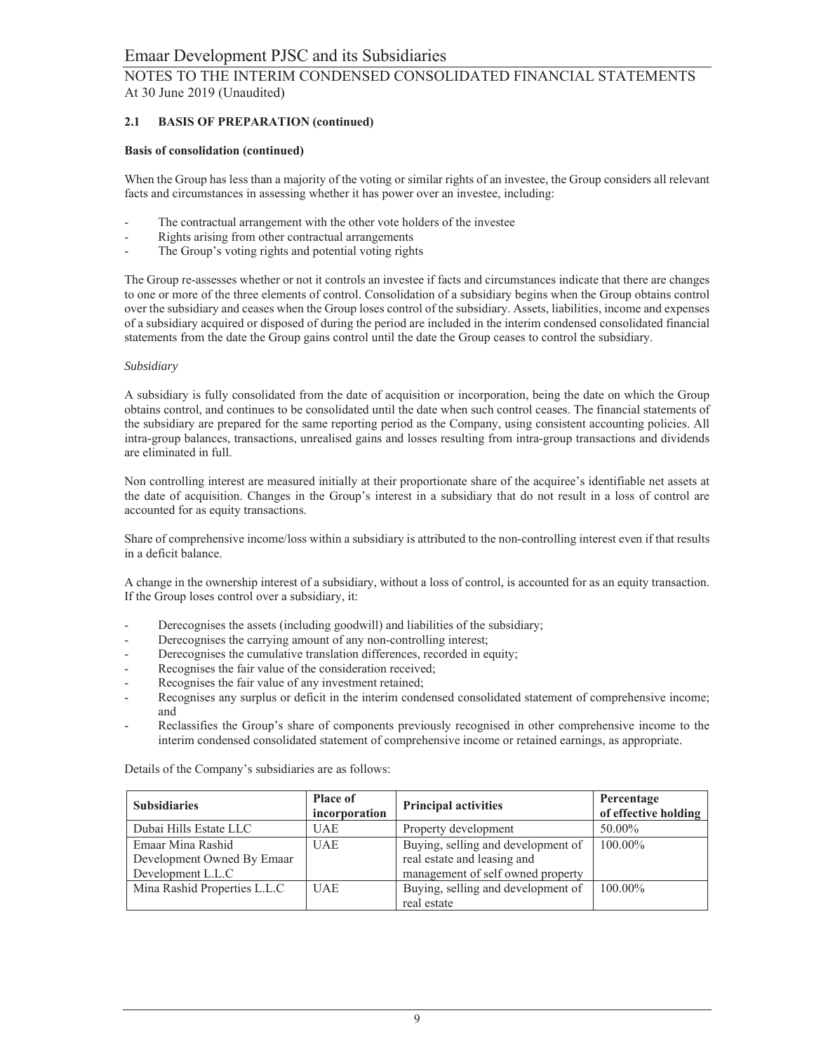## 2.1 BASIS OF PREPARATION (continued)

**Basis of consolidation (continued)**

When the Group has less than a majority of the voting or similar rights of an investee, the Group considers all relevant facts and circumstances in assessing whether it has power over an investee, including:

- The contractual arrangement with the other vote holders of the investee
- Rights arising from other contractual arrangements
- The Group's voting rights and potential voting rights

The Group re-assesses whether or not it controls an investee if facts and circumstances indicate that there are changes to one or more of the three elements of control. Consolidation of a subsidiary begins when the Group obtains control over the subsidiary and ceases when the Group loses control of the subsidiary. Assets, liabilities, income and expenses of a subsidiary acquired or disposed of during the period are included in the interim condensed consolidated financial statements from the date the Group gains control until the date the Group ceases to control the subsidiary.

*Subsidiary*

A subsidiary is fully consolidated from the date of acquisition or incorporation, being the date on which the Group obtains control, and continues to be consolidated until the date when such control ceases. The financial statements of the subsidiary are prepared for the same reporting period as the Company, using consistent accounting policies. All intra-group balances, transactions, unrealised gains and losses resulting from intra-group transactions and dividends are eliminated in full.

Non controlling interest are measured initially at their proportionate share of the acquiree's identifiable net assets at the date of acquisition. Changes in the Group's interest in a subsidiary that do not result in a loss of control are accounted for as equity transactions.

Share of comprehensive income/loss within a subsidiary is attributed to the non-controlling interest even if that results in a deficit balance.

A change in the ownership interest of a subsidiary, without a loss of control, is accounted for as an equity transaction. If the Group loses control over a subsidiary, it:

- Derecognises the assets (including goodwill) and liabilities of the subsidiary;
- Derecognises the carrying amount of any non-controlling interest;
- Derecognises the cumulative translation differences, recorded in equity;
- Recognises the fair value of the consideration received;
- Recognises the fair value of any investment retained;
- Recognises any surplus or deficit in the interim condensed consolidated statement of comprehensive income; and
- Reclassifies the Group's share of components previously recognised in other comprehensive income to the interim condensed consolidated statement of comprehensive income or retained earnings, as appropriate.

Details of the Company's subsidiaries are as follows:

| Subsidiaries | Place of incorporation | Principal activities | Percentage of effective holding |
|---|---|---|---|
| Dubai Hills Estate LLC | UAE | Property development | 50.00% |
| Emaar Mina Rashid Development Owned By Emaar Development L.L.C | UAE | Buying, selling and development of real estate and leasing and management of self owned property | 100.00% |
| Mina Rashid Properties L.L.C | UAE | Buying, selling and development of real estate | 100.00% |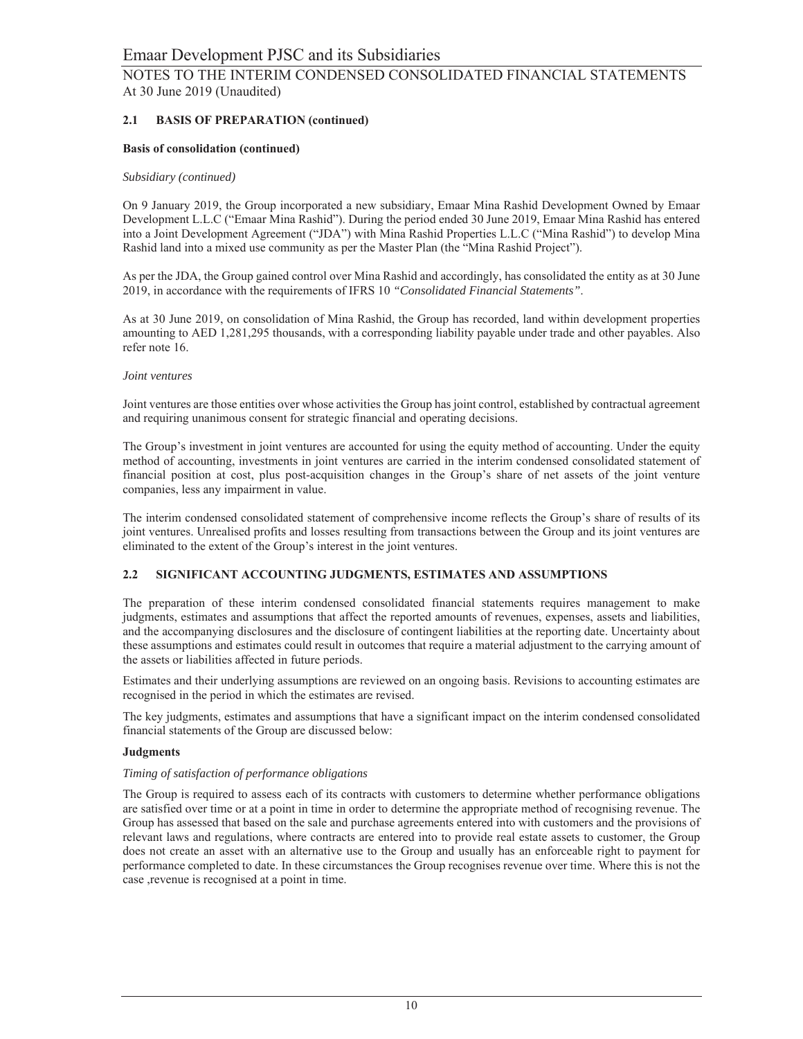## 2.1 BASIS OF PREPARATION (continued)

**Basis of consolidation (continued)**

*Subsidiary (continued)*

On 9 January 2019, the Group incorporated a new subsidiary, Emaar Mina Rashid Development Owned by Emaar Development L.L.C ("Emaar Mina Rashid"). During the period ended 30 June 2019, Emaar Mina Rashid has entered into a Joint Development Agreement ("JDA") with Mina Rashid Properties L.L.C ("Mina Rashid") to develop Mina Rashid land into a mixed use community as per the Master Plan (the "Mina Rashid Project").

As per the JDA, the Group gained control over Mina Rashid and accordingly, has consolidated the entity as at 30 June 2019, in accordance with the requirements of IFRS 10 *"Consolidated Financial Statements"*.

As at 30 June 2019, on consolidation of Mina Rashid, the Group has recorded, land within development properties amounting to AED 1,281,295 thousands, with a corresponding liability payable under trade and other payables. Also refer note 16.

*Joint ventures*

Joint ventures are those entities over whose activities the Group has joint control, established by contractual agreement and requiring unanimous consent for strategic financial and operating decisions.

The Group's investment in joint ventures are accounted for using the equity method of accounting. Under the equity method of accounting, investments in joint ventures are carried in the interim condensed consolidated statement of financial position at cost, plus post-acquisition changes in the Group's share of net assets of the joint venture companies, less any impairment in value.

The interim condensed consolidated statement of comprehensive income reflects the Group's share of results of its joint ventures. Unrealised profits and losses resulting from transactions between the Group and its joint ventures are eliminated to the extent of the Group's interest in the joint ventures.

## 2.2 SIGNIFICANT ACCOUNTING JUDGMENTS, ESTIMATES AND ASSUMPTIONS

The preparation of these interim condensed consolidated financial statements requires management to make judgments, estimates and assumptions that affect the reported amounts of revenues, expenses, assets and liabilities, and the accompanying disclosures and the disclosure of contingent liabilities at the reporting date. Uncertainty about these assumptions and estimates could result in outcomes that require a material adjustment to the carrying amount of the assets or liabilities affected in future periods.

Estimates and their underlying assumptions are reviewed on an ongoing basis. Revisions to accounting estimates are recognised in the period in which the estimates are revised.

The key judgments, estimates and assumptions that have a significant impact on the interim condensed consolidated financial statements of the Group are discussed below:

**Judgments**

*Timing of satisfaction of performance obligations*

The Group is required to assess each of its contracts with customers to determine whether performance obligations are satisfied over time or at a point in time in order to determine the appropriate method of recognising revenue. The Group has assessed that based on the sale and purchase agreements entered into with customers and the provisions of relevant laws and regulations, where contracts are entered into to provide real estate assets to customer, the Group does not create an asset with an alternative use to the Group and usually has an enforceable right to payment for performance completed to date. In these circumstances the Group recognises revenue over time. Where this is not the case ,revenue is recognised at a point in time.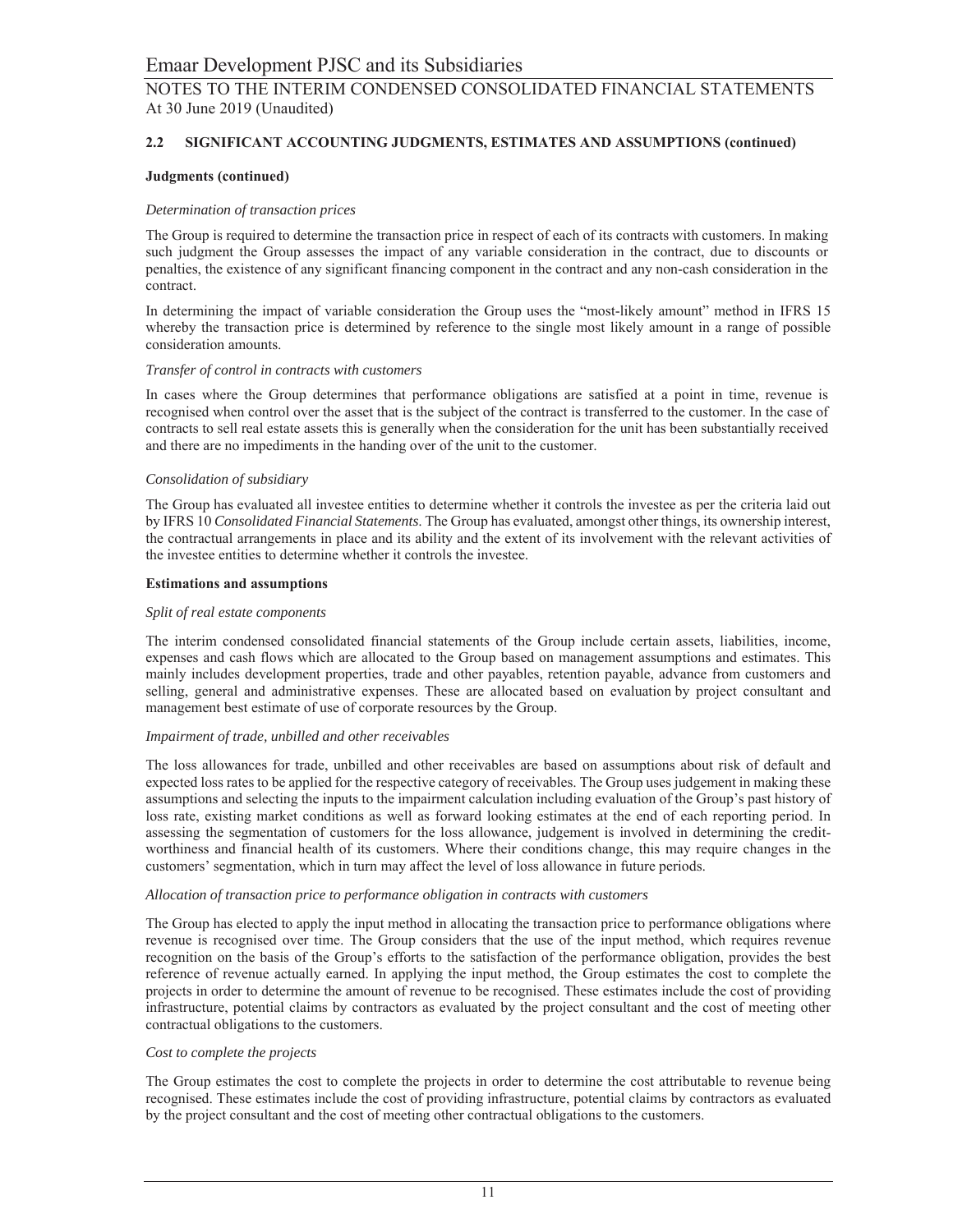### 2.2 SIGNIFICANT ACCOUNTING JUDGMENTS, ESTIMATES AND ASSUMPTIONS (continued)

**Judgments (continued)**

*Determination of transaction prices*

The Group is required to determine the transaction price in respect of each of its contracts with customers. In making such judgment the Group assesses the impact of any variable consideration in the contract, due to discounts or penalties, the existence of any significant financing component in the contract and any non-cash consideration in the contract.

In determining the impact of variable consideration the Group uses the "most-likely amount" method in IFRS 15 whereby the transaction price is determined by reference to the single most likely amount in a range of possible consideration amounts.

*Transfer of control in contracts with customers*

In cases where the Group determines that performance obligations are satisfied at a point in time, revenue is recognised when control over the asset that is the subject of the contract is transferred to the customer. In the case of contracts to sell real estate assets this is generally when the consideration for the unit has been substantially received and there are no impediments in the handing over of the unit to the customer.

*Consolidation of subsidiary*

The Group has evaluated all investee entities to determine whether it controls the investee as per the criteria laid out by IFRS 10 *Consolidated Financial Statements*. The Group has evaluated, amongst other things, its ownership interest, the contractual arrangements in place and its ability and the extent of its involvement with the relevant activities of the investee entities to determine whether it controls the investee.

**Estimations and assumptions**

*Split of real estate components*

The interim condensed consolidated financial statements of the Group include certain assets, liabilities, income, expenses and cash flows which are allocated to the Group based on management assumptions and estimates. This mainly includes development properties, trade and other payables, retention payable, advance from customers and selling, general and administrative expenses. These are allocated based on evaluation by project consultant and management best estimate of use of corporate resources by the Group.

*Impairment of trade, unbilled and other receivables*

The loss allowances for trade, unbilled and other receivables are based on assumptions about risk of default and expected loss rates to be applied for the respective category of receivables. The Group uses judgement in making these assumptions and selecting the inputs to the impairment calculation including evaluation of the Group's past history of loss rate, existing market conditions as well as forward looking estimates at the end of each reporting period. In assessing the segmentation of customers for the loss allowance, judgement is involved in determining the credit-worthiness and financial health of its customers. Where their conditions change, this may require changes in the customers' segmentation, which in turn may affect the level of loss allowance in future periods.

*Allocation of transaction price to performance obligation in contracts with customers*

The Group has elected to apply the input method in allocating the transaction price to performance obligations where revenue is recognised over time. The Group considers that the use of the input method, which requires revenue recognition on the basis of the Group's efforts to the satisfaction of the performance obligation, provides the best reference of revenue actually earned. In applying the input method, the Group estimates the cost to complete the projects in order to determine the amount of revenue to be recognised. These estimates include the cost of providing infrastructure, potential claims by contractors as evaluated by the project consultant and the cost of meeting other contractual obligations to the customers.

*Cost to complete the projects*

The Group estimates the cost to complete the projects in order to determine the cost attributable to revenue being recognised. These estimates include the cost of providing infrastructure, potential claims by contractors as evaluated by the project consultant and the cost of meeting other contractual obligations to the customers.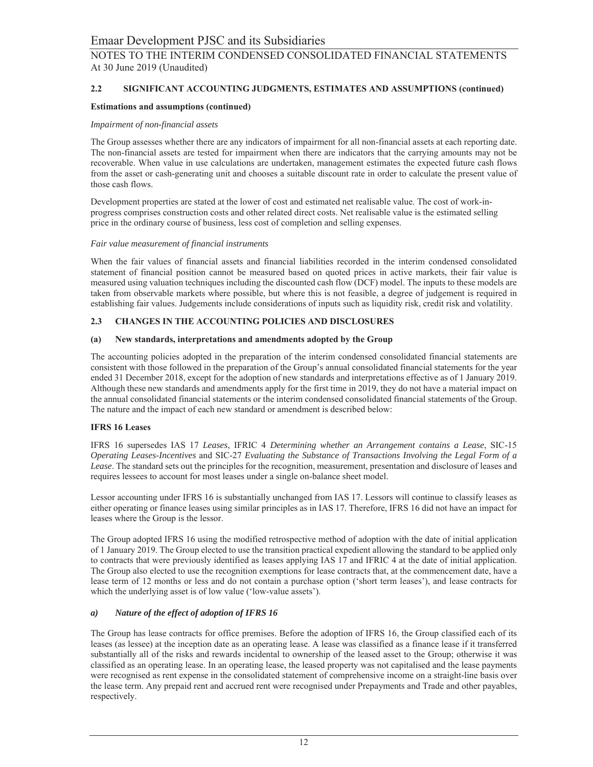## 2.2 SIGNIFICANT ACCOUNTING JUDGMENTS, ESTIMATES AND ASSUMPTIONS (continued)

**Estimations and assumptions (continued)**

*Impairment of non-financial assets*

The Group assesses whether there are any indicators of impairment for all non-financial assets at each reporting date. The non-financial assets are tested for impairment when there are indicators that the carrying amounts may not be recoverable. When value in use calculations are undertaken, management estimates the expected future cash flows from the asset or cash-generating unit and chooses a suitable discount rate in order to calculate the present value of those cash flows.

Development properties are stated at the lower of cost and estimated net realisable value. The cost of work-in-progress comprises construction costs and other related direct costs. Net realisable value is the estimated selling price in the ordinary course of business, less cost of completion and selling expenses.

*Fair value measurement of financial instruments*

When the fair values of financial assets and financial liabilities recorded in the interim condensed consolidated statement of financial position cannot be measured based on quoted prices in active markets, their fair value is measured using valuation techniques including the discounted cash flow (DCF) model. The inputs to these models are taken from observable markets where possible, but where this is not feasible, a degree of judgement is required in establishing fair values. Judgements include considerations of inputs such as liquidity risk, credit risk and volatility.

## 2.3 CHANGES IN THE ACCOUNTING POLICIES AND DISCLOSURES

### (a) New standards, interpretations and amendments adopted by the Group

The accounting policies adopted in the preparation of the interim condensed consolidated financial statements are consistent with those followed in the preparation of the Group's annual consolidated financial statements for the year ended 31 December 2018, except for the adoption of new standards and interpretations effective as of 1 January 2019. Although these new standards and amendments apply for the first time in 2019, they do not have a material impact on the annual consolidated financial statements or the interim condensed consolidated financial statements of the Group. The nature and the impact of each new standard or amendment is described below:

**IFRS 16 Leases**

IFRS 16 supersedes IAS 17 *Leases*, IFRIC 4 *Determining whether an Arrangement contains a Lease*, SIC-15 *Operating Leases-Incentives* and SIC-27 *Evaluating the Substance of Transactions Involving the Legal Form of a Lease*. The standard sets out the principles for the recognition, measurement, presentation and disclosure of leases and requires lessees to account for most leases under a single on-balance sheet model.

Lessor accounting under IFRS 16 is substantially unchanged from IAS 17. Lessors will continue to classify leases as either operating or finance leases using similar principles as in IAS 17. Therefore, IFRS 16 did not have an impact for leases where the Group is the lessor.

The Group adopted IFRS 16 using the modified retrospective method of adoption with the date of initial application of 1 January 2019. The Group elected to use the transition practical expedient allowing the standard to be applied only to contracts that were previously identified as leases applying IAS 17 and IFRIC 4 at the date of initial application. The Group also elected to use the recognition exemptions for lease contracts that, at the commencement date, have a lease term of 12 months or less and do not contain a purchase option ('short term leases'), and lease contracts for which the underlying asset is of low value ('low-value assets').

### *a) Nature of the effect of adoption of IFRS 16*

The Group has lease contracts for office premises. Before the adoption of IFRS 16, the Group classified each of its leases (as lessee) at the inception date as an operating lease. A lease was classified as a finance lease if it transferred substantially all of the risks and rewards incidental to ownership of the leased asset to the Group; otherwise it was classified as an operating lease. In an operating lease, the leased property was not capitalised and the lease payments were recognised as rent expense in the consolidated statement of comprehensive income on a straight-line basis over the lease term. Any prepaid rent and accrued rent were recognised under Prepayments and Trade and other payables, respectively.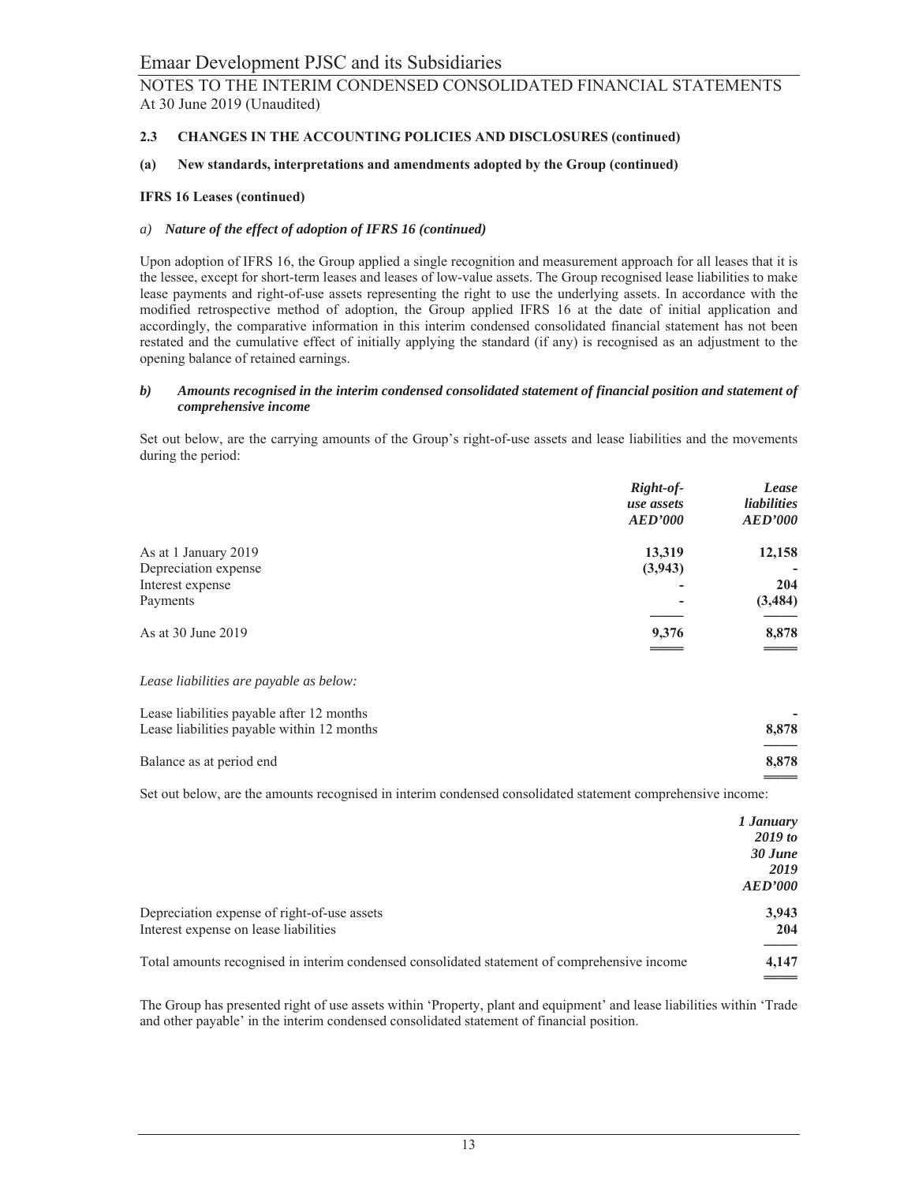# Emaar Development PJSC and its Subsidiaries

NOTES TO THE INTERIM CONDENSED CONSOLIDATED FINANCIAL STATEMENTS
At 30 June 2019 (Unaudited)

### 2.3 CHANGES IN THE ACCOUNTING POLICIES AND DISCLOSURES (continued)

#### (a) New standards, interpretations and amendments adopted by the Group (continued)

**IFRS 16 Leases (continued)**

*a) **Nature of the effect of adoption of IFRS 16 (continued)***

Upon adoption of IFRS 16, the Group applied a single recognition and measurement approach for all leases that it is the lessee, except for short-term leases and leases of low-value assets. The Group recognised lease liabilities to make lease payments and right-of-use assets representing the right to use the underlying assets. In accordance with the modified retrospective method of adoption, the Group applied IFRS 16 at the date of initial application and accordingly, the comparative information in this interim condensed consolidated financial statement has not been restated and the cumulative effect of initially applying the standard (if any) is recognised as an adjustment to the opening balance of retained earnings.

***b) Amounts recognised in the interim condensed consolidated statement of financial position and statement of comprehensive income***

Set out below, are the carrying amounts of the Group's right-of-use assets and lease liabilities and the movements during the period:

| | *Right-of-use assets AED'000* | *Lease liabilities AED'000* |
|---|---|---|
| As at 1 January 2019 | **13,319** | **12,158** |
| Depreciation expense | **(3,943)** | **-** |
| Interest expense | **-** | **204** |
| Payments | **-** | **(3,484)** |
| As at 30 June 2019 | **9,376** | **8,878** |

*Lease liabilities are payable as below:*

| | |
|---|---|
| Lease liabilities payable after 12 months | **-** |
| Lease liabilities payable within 12 months | **8,878** |
| Balance as at period end | **8,878** |

Set out below, are the amounts recognised in interim condensed consolidated statement comprehensive income:

| | *1 January 2019 to 30 June 2019 AED'000* |
|---|---|
| Depreciation expense of right-of-use assets | **3,943** |
| Interest expense on lease liabilities | **204** |
| Total amounts recognised in interim condensed consolidated statement of comprehensive income | **4,147** |

The Group has presented right of use assets within 'Property, plant and equipment' and lease liabilities within 'Trade and other payable' in the interim condensed consolidated statement of financial position.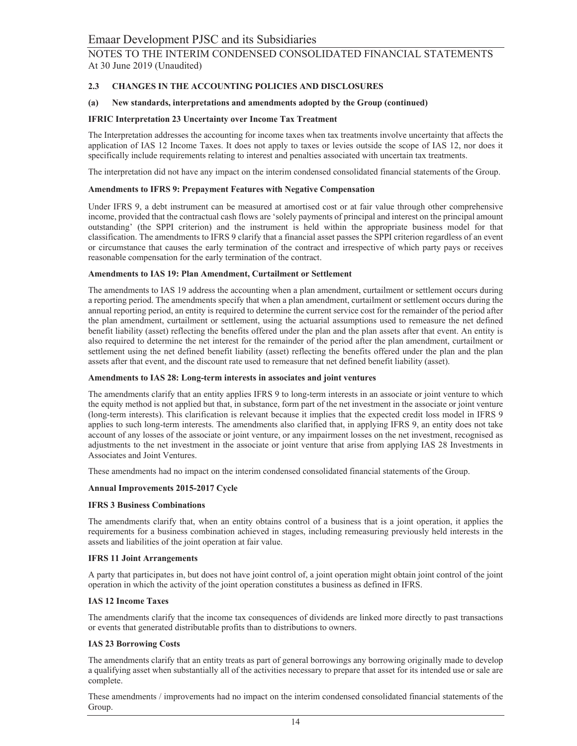## 2.3 CHANGES IN THE ACCOUNTING POLICIES AND DISCLOSURES

### (a) New standards, interpretations and amendments adopted by the Group (continued)

**IFRIC Interpretation 23 Uncertainty over Income Tax Treatment**

The Interpretation addresses the accounting for income taxes when tax treatments involve uncertainty that affects the application of IAS 12 Income Taxes. It does not apply to taxes or levies outside the scope of IAS 12, nor does it specifically include requirements relating to interest and penalties associated with uncertain tax treatments.

The interpretation did not have any impact on the interim condensed consolidated financial statements of the Group.

**Amendments to IFRS 9: Prepayment Features with Negative Compensation**

Under IFRS 9, a debt instrument can be measured at amortised cost or at fair value through other comprehensive income, provided that the contractual cash flows are 'solely payments of principal and interest on the principal amount outstanding' (the SPPI criterion) and the instrument is held within the appropriate business model for that classification. The amendments to IFRS 9 clarify that a financial asset passes the SPPI criterion regardless of an event or circumstance that causes the early termination of the contract and irrespective of which party pays or receives reasonable compensation for the early termination of the contract.

**Amendments to IAS 19: Plan Amendment, Curtailment or Settlement**

The amendments to IAS 19 address the accounting when a plan amendment, curtailment or settlement occurs during a reporting period. The amendments specify that when a plan amendment, curtailment or settlement occurs during the annual reporting period, an entity is required to determine the current service cost for the remainder of the period after the plan amendment, curtailment or settlement, using the actuarial assumptions used to remeasure the net defined benefit liability (asset) reflecting the benefits offered under the plan and the plan assets after that event. An entity is also required to determine the net interest for the remainder of the period after the plan amendment, curtailment or settlement using the net defined benefit liability (asset) reflecting the benefits offered under the plan and the plan assets after that event, and the discount rate used to remeasure that net defined benefit liability (asset).

**Amendments to IAS 28: Long-term interests in associates and joint ventures**

The amendments clarify that an entity applies IFRS 9 to long-term interests in an associate or joint venture to which the equity method is not applied but that, in substance, form part of the net investment in the associate or joint venture (long-term interests). This clarification is relevant because it implies that the expected credit loss model in IFRS 9 applies to such long-term interests. The amendments also clarified that, in applying IFRS 9, an entity does not take account of any losses of the associate or joint venture, or any impairment losses on the net investment, recognised as adjustments to the net investment in the associate or joint venture that arise from applying IAS 28 Investments in Associates and Joint Ventures.

These amendments had no impact on the interim condensed consolidated financial statements of the Group.

**Annual Improvements 2015-2017 Cycle**

**IFRS 3 Business Combinations**

The amendments clarify that, when an entity obtains control of a business that is a joint operation, it applies the requirements for a business combination achieved in stages, including remeasuring previously held interests in the assets and liabilities of the joint operation at fair value.

**IFRS 11 Joint Arrangements**

A party that participates in, but does not have joint control of, a joint operation might obtain joint control of the joint operation in which the activity of the joint operation constitutes a business as defined in IFRS.

**IAS 12 Income Taxes**

The amendments clarify that the income tax consequences of dividends are linked more directly to past transactions or events that generated distributable profits than to distributions to owners.

**IAS 23 Borrowing Costs**

The amendments clarify that an entity treats as part of general borrowings any borrowing originally made to develop a qualifying asset when substantially all of the activities necessary to prepare that asset for its intended use or sale are complete.

These amendments / improvements had no impact on the interim condensed consolidated financial statements of the Group.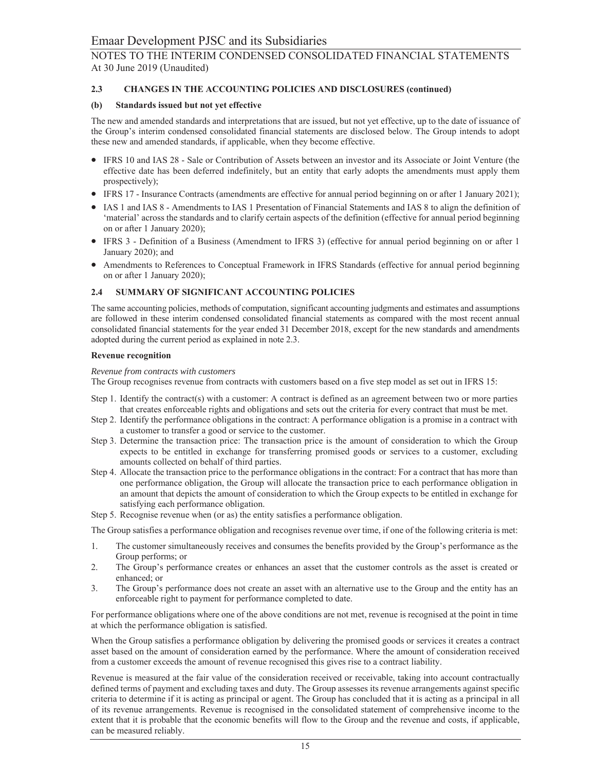### 2.3 CHANGES IN THE ACCOUNTING POLICIES AND DISCLOSURES (continued)

#### (b) Standards issued but not yet effective

The new and amended standards and interpretations that are issued, but not yet effective, up to the date of issuance of the Group's interim condensed consolidated financial statements are disclosed below. The Group intends to adopt these new and amended standards, if applicable, when they become effective.

- IFRS 10 and IAS 28 - Sale or Contribution of Assets between an investor and its Associate or Joint Venture (the effective date has been deferred indefinitely, but an entity that early adopts the amendments must apply them prospectively);
- IFRS 17 - Insurance Contracts (amendments are effective for annual period beginning on or after 1 January 2021);
- IAS 1 and IAS 8 - Amendments to IAS 1 Presentation of Financial Statements and IAS 8 to align the definition of 'material' across the standards and to clarify certain aspects of the definition (effective for annual period beginning on or after 1 January 2020);
- IFRS 3 - Definition of a Business (Amendment to IFRS 3) (effective for annual period beginning on or after 1 January 2020); and
- Amendments to References to Conceptual Framework in IFRS Standards (effective for annual period beginning on or after 1 January 2020);

### 2.4 SUMMARY OF SIGNIFICANT ACCOUNTING POLICIES

The same accounting policies, methods of computation, significant accounting judgments and estimates and assumptions are followed in these interim condensed consolidated financial statements as compared with the most recent annual consolidated financial statements for the year ended 31 December 2018, except for the new standards and amendments adopted during the current period as explained in note 2.3.

**Revenue recognition**

*Revenue from contracts with customers*
The Group recognises revenue from contracts with customers based on a five step model as set out in IFRS 15:

Step 1. Identify the contract(s) with a customer: A contract is defined as an agreement between two or more parties that creates enforceable rights and obligations and sets out the criteria for every contract that must be met.
Step 2. Identify the performance obligations in the contract: A performance obligation is a promise in a contract with a customer to transfer a good or service to the customer.
Step 3. Determine the transaction price: The transaction price is the amount of consideration to which the Group expects to be entitled in exchange for transferring promised goods or services to a customer, excluding amounts collected on behalf of third parties.
Step 4. Allocate the transaction price to the performance obligations in the contract: For a contract that has more than one performance obligation, the Group will allocate the transaction price to each performance obligation in an amount that depicts the amount of consideration to which the Group expects to be entitled in exchange for satisfying each performance obligation.
Step 5. Recognise revenue when (or as) the entity satisfies a performance obligation.

The Group satisfies a performance obligation and recognises revenue over time, if one of the following criteria is met:

1. The customer simultaneously receives and consumes the benefits provided by the Group's performance as the Group performs; or
2. The Group's performance creates or enhances an asset that the customer controls as the asset is created or enhanced; or
3. The Group's performance does not create an asset with an alternative use to the Group and the entity has an enforceable right to payment for performance completed to date.

For performance obligations where one of the above conditions are not met, revenue is recognised at the point in time at which the performance obligation is satisfied.

When the Group satisfies a performance obligation by delivering the promised goods or services it creates a contract asset based on the amount of consideration earned by the performance. Where the amount of consideration received from a customer exceeds the amount of revenue recognised this gives rise to a contract liability.

Revenue is measured at the fair value of the consideration received or receivable, taking into account contractually defined terms of payment and excluding taxes and duty. The Group assesses its revenue arrangements against specific criteria to determine if it is acting as principal or agent. The Group has concluded that it is acting as a principal in all of its revenue arrangements. Revenue is recognised in the consolidated statement of comprehensive income to the extent that it is probable that the economic benefits will flow to the Group and the revenue and costs, if applicable, can be measured reliably.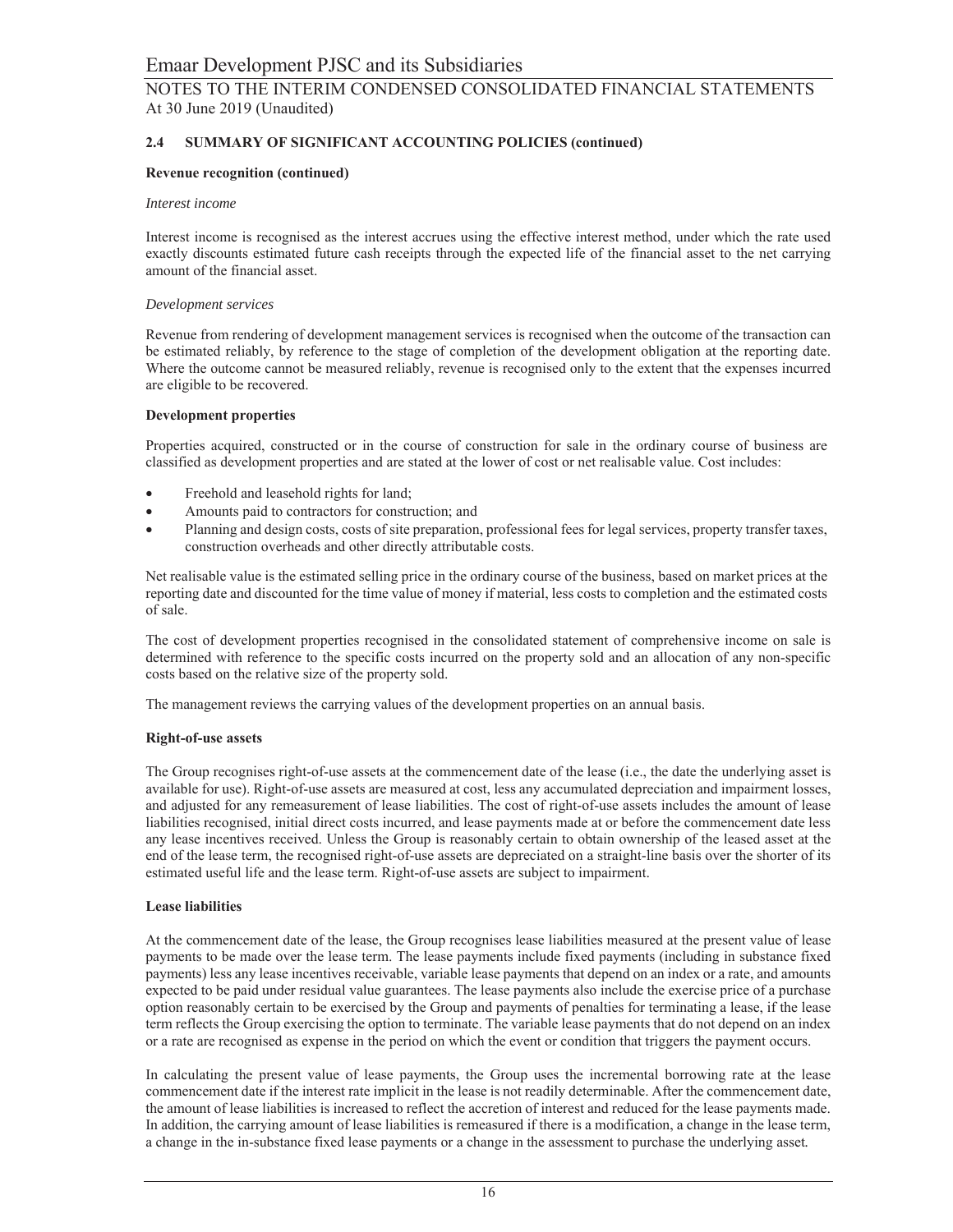## 2.4 SUMMARY OF SIGNIFICANT ACCOUNTING POLICIES (continued)

**Revenue recognition (continued)**

*Interest income*

Interest income is recognised as the interest accrues using the effective interest method, under which the rate used exactly discounts estimated future cash receipts through the expected life of the financial asset to the net carrying amount of the financial asset.

*Development services*

Revenue from rendering of development management services is recognised when the outcome of the transaction can be estimated reliably, by reference to the stage of completion of the development obligation at the reporting date. Where the outcome cannot be measured reliably, revenue is recognised only to the extent that the expenses incurred are eligible to be recovered.

**Development properties**

Properties acquired, constructed or in the course of construction for sale in the ordinary course of business are classified as development properties and are stated at the lower of cost or net realisable value. Cost includes:

- Freehold and leasehold rights for land;
- Amounts paid to contractors for construction; and
- Planning and design costs, costs of site preparation, professional fees for legal services, property transfer taxes, construction overheads and other directly attributable costs.

Net realisable value is the estimated selling price in the ordinary course of the business, based on market prices at the reporting date and discounted for the time value of money if material, less costs to completion and the estimated costs of sale.

The cost of development properties recognised in the consolidated statement of comprehensive income on sale is determined with reference to the specific costs incurred on the property sold and an allocation of any non-specific costs based on the relative size of the property sold.

The management reviews the carrying values of the development properties on an annual basis.

**Right-of-use assets**

The Group recognises right-of-use assets at the commencement date of the lease (i.e., the date the underlying asset is available for use). Right-of-use assets are measured at cost, less any accumulated depreciation and impairment losses, and adjusted for any remeasurement of lease liabilities. The cost of right-of-use assets includes the amount of lease liabilities recognised, initial direct costs incurred, and lease payments made at or before the commencement date less any lease incentives received. Unless the Group is reasonably certain to obtain ownership of the leased asset at the end of the lease term, the recognised right-of-use assets are depreciated on a straight-line basis over the shorter of its estimated useful life and the lease term. Right-of-use assets are subject to impairment.

**Lease liabilities**

At the commencement date of the lease, the Group recognises lease liabilities measured at the present value of lease payments to be made over the lease term. The lease payments include fixed payments (including in substance fixed payments) less any lease incentives receivable, variable lease payments that depend on an index or a rate, and amounts expected to be paid under residual value guarantees. The lease payments also include the exercise price of a purchase option reasonably certain to be exercised by the Group and payments of penalties for terminating a lease, if the lease term reflects the Group exercising the option to terminate. The variable lease payments that do not depend on an index or a rate are recognised as expense in the period on which the event or condition that triggers the payment occurs.

In calculating the present value of lease payments, the Group uses the incremental borrowing rate at the lease commencement date if the interest rate implicit in the lease is not readily determinable. After the commencement date, the amount of lease liabilities is increased to reflect the accretion of interest and reduced for the lease payments made. In addition, the carrying amount of lease liabilities is remeasured if there is a modification, a change in the lease term, a change in the in-substance fixed lease payments or a change in the assessment to purchase the underlying asset.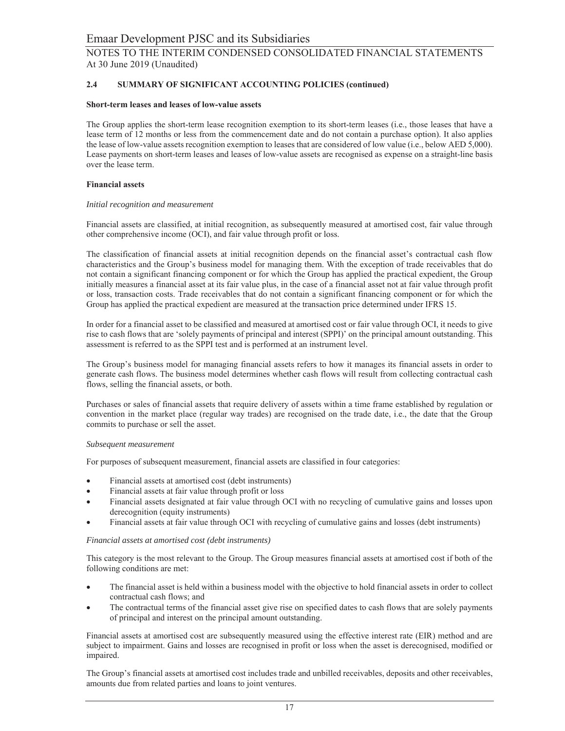### 2.4 SUMMARY OF SIGNIFICANT ACCOUNTING POLICIES (continued)

**Short-term leases and leases of low-value assets**

The Group applies the short-term lease recognition exemption to its short-term leases (i.e., those leases that have a lease term of 12 months or less from the commencement date and do not contain a purchase option). It also applies the lease of low-value assets recognition exemption to leases that are considered of low value (i.e., below AED 5,000). Lease payments on short-term leases and leases of low-value assets are recognised as expense on a straight-line basis over the lease term.

**Financial assets**

*Initial recognition and measurement*

Financial assets are classified, at initial recognition, as subsequently measured at amortised cost, fair value through other comprehensive income (OCI), and fair value through profit or loss.

The classification of financial assets at initial recognition depends on the financial asset's contractual cash flow characteristics and the Group's business model for managing them. With the exception of trade receivables that do not contain a significant financing component or for which the Group has applied the practical expedient, the Group initially measures a financial asset at its fair value plus, in the case of a financial asset not at fair value through profit or loss, transaction costs. Trade receivables that do not contain a significant financing component or for which the Group has applied the practical expedient are measured at the transaction price determined under IFRS 15.

In order for a financial asset to be classified and measured at amortised cost or fair value through OCI, it needs to give rise to cash flows that are 'solely payments of principal and interest (SPPI)' on the principal amount outstanding. This assessment is referred to as the SPPI test and is performed at an instrument level.

The Group's business model for managing financial assets refers to how it manages its financial assets in order to generate cash flows. The business model determines whether cash flows will result from collecting contractual cash flows, selling the financial assets, or both.

Purchases or sales of financial assets that require delivery of assets within a time frame established by regulation or convention in the market place (regular way trades) are recognised on the trade date, i.e., the date that the Group commits to purchase or sell the asset.

*Subsequent measurement*

For purposes of subsequent measurement, financial assets are classified in four categories:

- Financial assets at amortised cost (debt instruments)
- Financial assets at fair value through profit or loss
- Financial assets designated at fair value through OCI with no recycling of cumulative gains and losses upon derecognition (equity instruments)
- Financial assets at fair value through OCI with recycling of cumulative gains and losses (debt instruments)

*Financial assets at amortised cost (debt instruments)*

This category is the most relevant to the Group. The Group measures financial assets at amortised cost if both of the following conditions are met:

- The financial asset is held within a business model with the objective to hold financial assets in order to collect contractual cash flows; and
- The contractual terms of the financial asset give rise on specified dates to cash flows that are solely payments of principal and interest on the principal amount outstanding.

Financial assets at amortised cost are subsequently measured using the effective interest rate (EIR) method and are subject to impairment. Gains and losses are recognised in profit or loss when the asset is derecognised, modified or impaired.

The Group's financial assets at amortised cost includes trade and unbilled receivables, deposits and other receivables, amounts due from related parties and loans to joint ventures.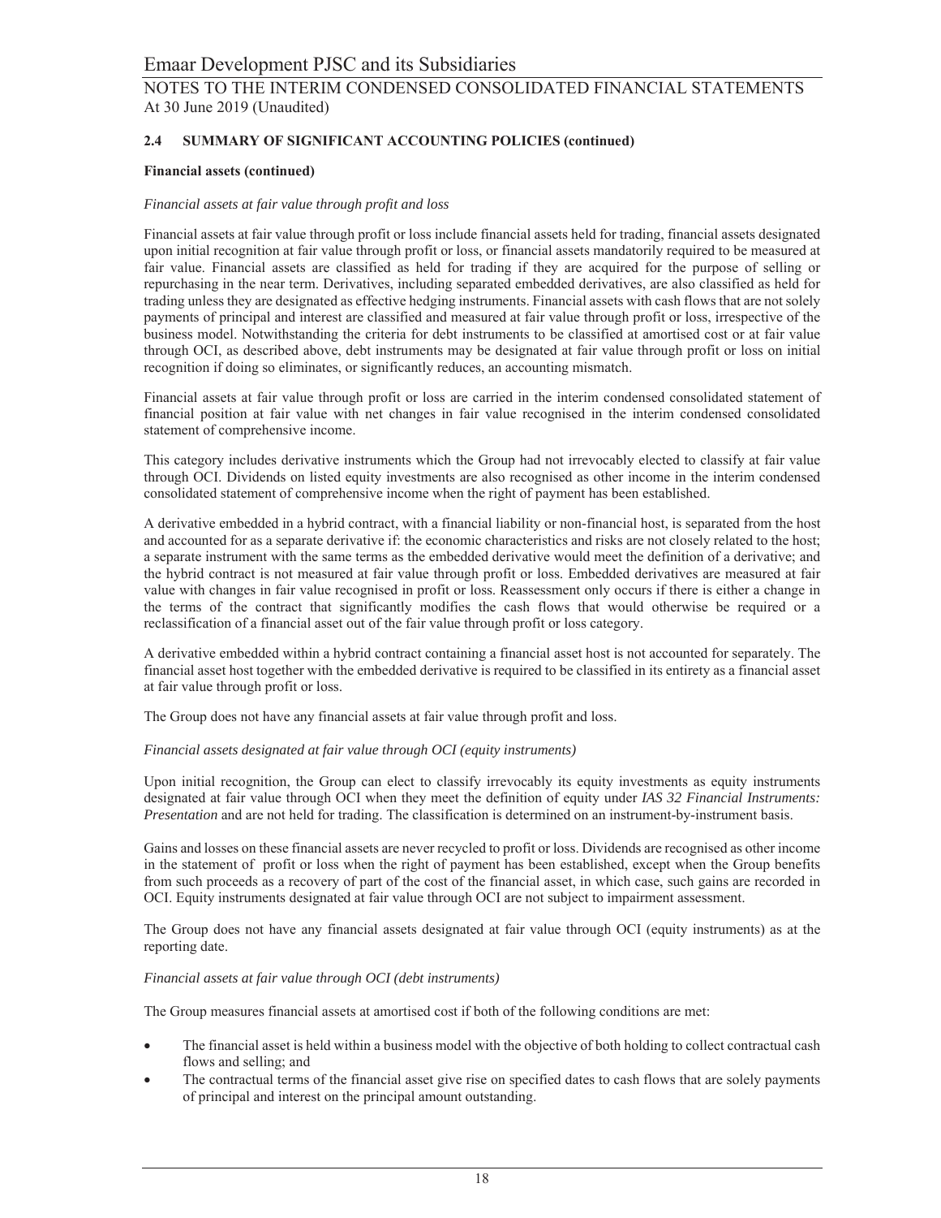**2.4 SUMMARY OF SIGNIFICANT ACCOUNTING POLICIES (continued)**

**Financial assets (continued)**

*Financial assets at fair value through profit and loss*

Financial assets at fair value through profit or loss include financial assets held for trading, financial assets designated upon initial recognition at fair value through profit or loss, or financial assets mandatorily required to be measured at fair value. Financial assets are classified as held for trading if they are acquired for the purpose of selling or repurchasing in the near term. Derivatives, including separated embedded derivatives, are also classified as held for trading unless they are designated as effective hedging instruments. Financial assets with cash flows that are not solely payments of principal and interest are classified and measured at fair value through profit or loss, irrespective of the business model. Notwithstanding the criteria for debt instruments to be classified at amortised cost or at fair value through OCI, as described above, debt instruments may be designated at fair value through profit or loss on initial recognition if doing so eliminates, or significantly reduces, an accounting mismatch.

Financial assets at fair value through profit or loss are carried in the interim condensed consolidated statement of financial position at fair value with net changes in fair value recognised in the interim condensed consolidated statement of comprehensive income.

This category includes derivative instruments which the Group had not irrevocably elected to classify at fair value through OCI. Dividends on listed equity investments are also recognised as other income in the interim condensed consolidated statement of comprehensive income when the right of payment has been established.

A derivative embedded in a hybrid contract, with a financial liability or non-financial host, is separated from the host and accounted for as a separate derivative if: the economic characteristics and risks are not closely related to the host; a separate instrument with the same terms as the embedded derivative would meet the definition of a derivative; and the hybrid contract is not measured at fair value through profit or loss. Embedded derivatives are measured at fair value with changes in fair value recognised in profit or loss. Reassessment only occurs if there is either a change in the terms of the contract that significantly modifies the cash flows that would otherwise be required or a reclassification of a financial asset out of the fair value through profit or loss category.

A derivative embedded within a hybrid contract containing a financial asset host is not accounted for separately. The financial asset host together with the embedded derivative is required to be classified in its entirety as a financial asset at fair value through profit or loss.

The Group does not have any financial assets at fair value through profit and loss.

*Financial assets designated at fair value through OCI (equity instruments)*

Upon initial recognition, the Group can elect to classify irrevocably its equity investments as equity instruments designated at fair value through OCI when they meet the definition of equity under *IAS 32 Financial Instruments: Presentation* and are not held for trading. The classification is determined on an instrument-by-instrument basis.

Gains and losses on these financial assets are never recycled to profit or loss. Dividends are recognised as other income in the statement of profit or loss when the right of payment has been established, except when the Group benefits from such proceeds as a recovery of part of the cost of the financial asset, in which case, such gains are recorded in OCI. Equity instruments designated at fair value through OCI are not subject to impairment assessment.

The Group does not have any financial assets designated at fair value through OCI (equity instruments) as at the reporting date.

*Financial assets at fair value through OCI (debt instruments)*

The Group measures financial assets at amortised cost if both of the following conditions are met:

- The financial asset is held within a business model with the objective of both holding to collect contractual cash flows and selling; and
- The contractual terms of the financial asset give rise on specified dates to cash flows that are solely payments of principal and interest on the principal amount outstanding.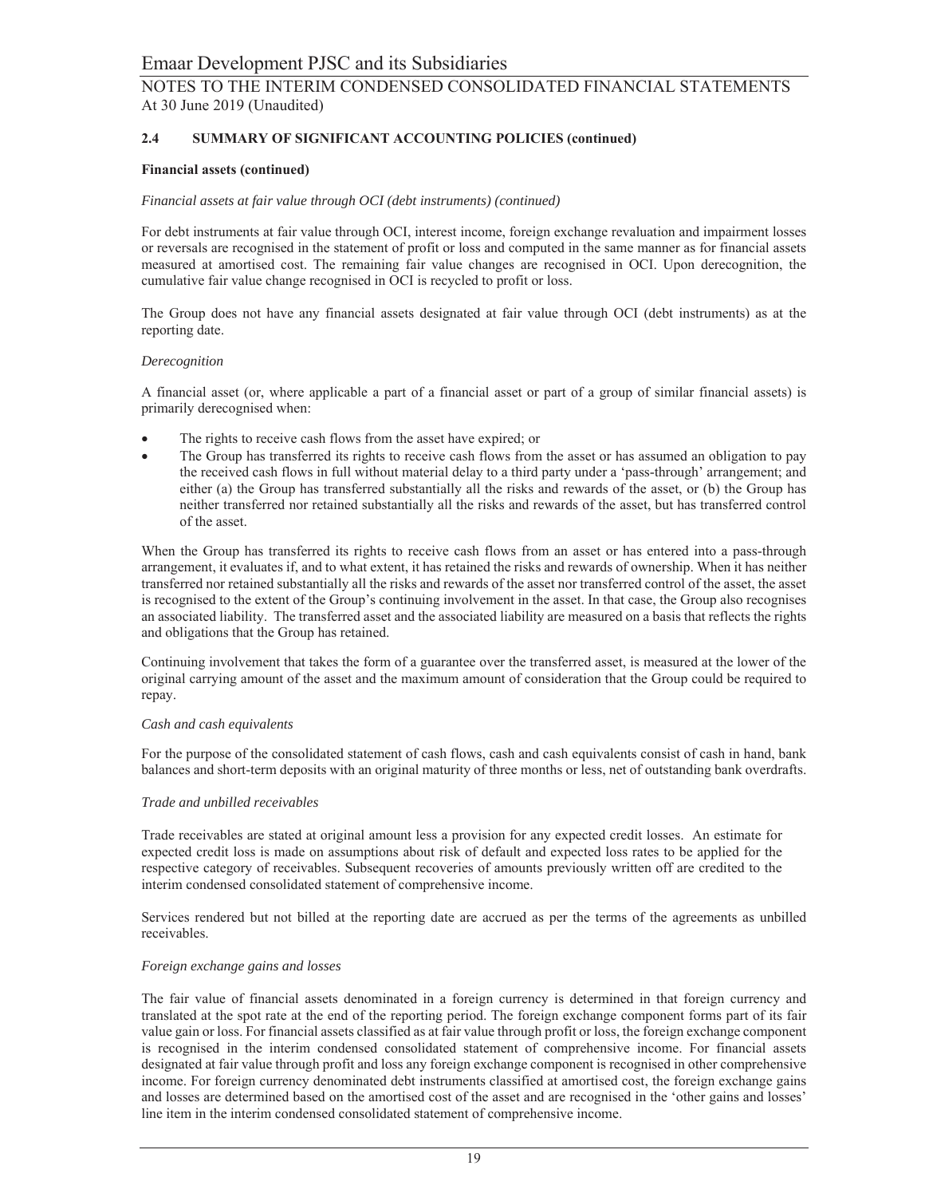## 2.4 SUMMARY OF SIGNIFICANT ACCOUNTING POLICIES (continued)

### Financial assets (continued)

*Financial assets at fair value through OCI (debt instruments) (continued)*

For debt instruments at fair value through OCI, interest income, foreign exchange revaluation and impairment losses or reversals are recognised in the statement of profit or loss and computed in the same manner as for financial assets measured at amortised cost. The remaining fair value changes are recognised in OCI. Upon derecognition, the cumulative fair value change recognised in OCI is recycled to profit or loss.

The Group does not have any financial assets designated at fair value through OCI (debt instruments) as at the reporting date.

*Derecognition*

A financial asset (or, where applicable a part of a financial asset or part of a group of similar financial assets) is primarily derecognised when:

- The rights to receive cash flows from the asset have expired; or
- The Group has transferred its rights to receive cash flows from the asset or has assumed an obligation to pay the received cash flows in full without material delay to a third party under a 'pass-through' arrangement; and either (a) the Group has transferred substantially all the risks and rewards of the asset, or (b) the Group has neither transferred nor retained substantially all the risks and rewards of the asset, but has transferred control of the asset.

When the Group has transferred its rights to receive cash flows from an asset or has entered into a pass-through arrangement, it evaluates if, and to what extent, it has retained the risks and rewards of ownership. When it has neither transferred nor retained substantially all the risks and rewards of the asset nor transferred control of the asset, the asset is recognised to the extent of the Group's continuing involvement in the asset. In that case, the Group also recognises an associated liability. The transferred asset and the associated liability are measured on a basis that reflects the rights and obligations that the Group has retained.

Continuing involvement that takes the form of a guarantee over the transferred asset, is measured at the lower of the original carrying amount of the asset and the maximum amount of consideration that the Group could be required to repay.

*Cash and cash equivalents*

For the purpose of the consolidated statement of cash flows, cash and cash equivalents consist of cash in hand, bank balances and short-term deposits with an original maturity of three months or less, net of outstanding bank overdrafts.

*Trade and unbilled receivables*

Trade receivables are stated at original amount less a provision for any expected credit losses. An estimate for expected credit loss is made on assumptions about risk of default and expected loss rates to be applied for the respective category of receivables. Subsequent recoveries of amounts previously written off are credited to the interim condensed consolidated statement of comprehensive income.

Services rendered but not billed at the reporting date are accrued as per the terms of the agreements as unbilled receivables.

*Foreign exchange gains and losses*

The fair value of financial assets denominated in a foreign currency is determined in that foreign currency and translated at the spot rate at the end of the reporting period. The foreign exchange component forms part of its fair value gain or loss. For financial assets classified as at fair value through profit or loss, the foreign exchange component is recognised in the interim condensed consolidated statement of comprehensive income. For financial assets designated at fair value through profit and loss any foreign exchange component is recognised in other comprehensive income. For foreign currency denominated debt instruments classified at amortised cost, the foreign exchange gains and losses are determined based on the amortised cost of the asset and are recognised in the 'other gains and losses' line item in the interim condensed consolidated statement of comprehensive income.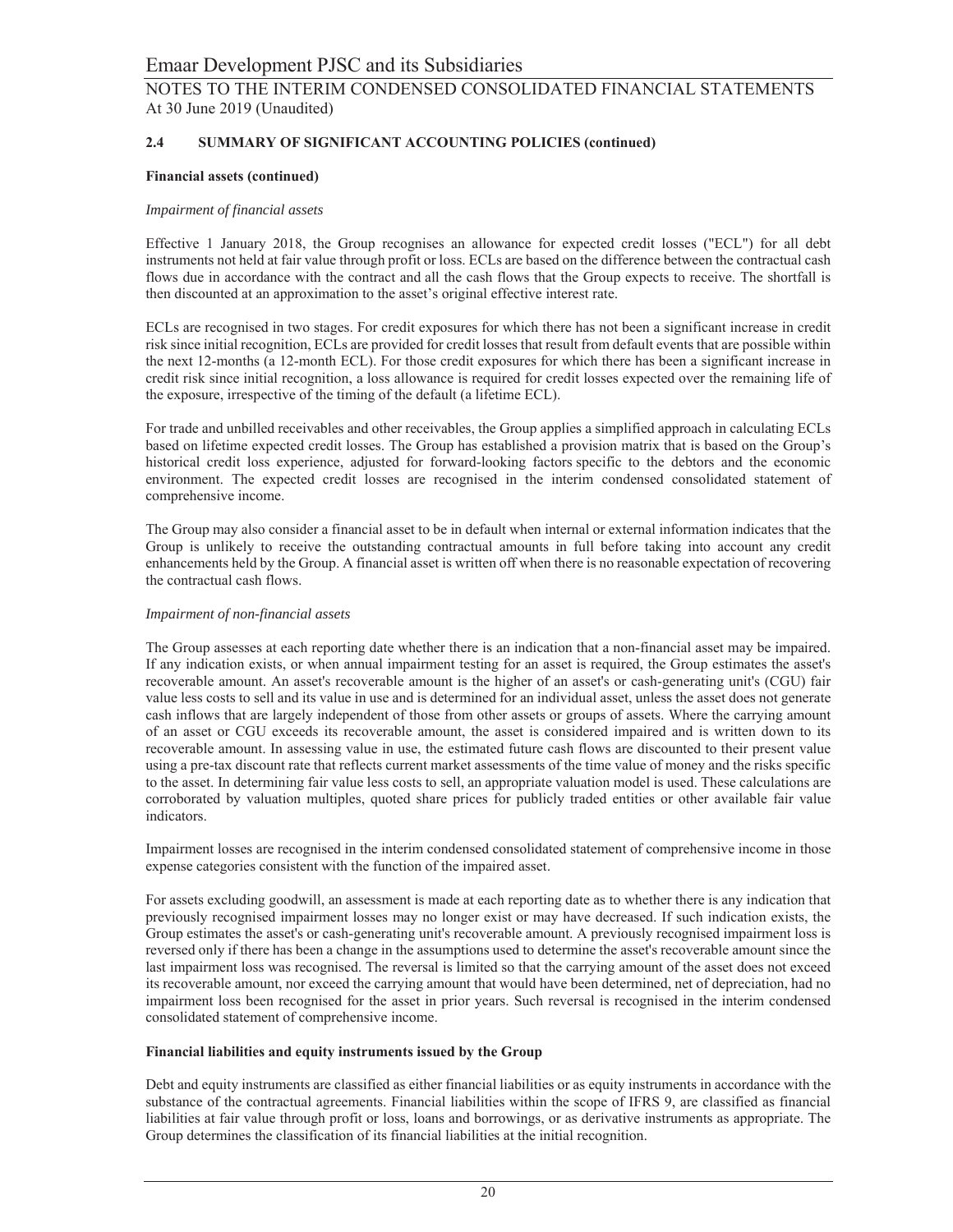## 2.4 SUMMARY OF SIGNIFICANT ACCOUNTING POLICIES (continued)

### Financial assets (continued)

*Impairment of financial assets*

Effective 1 January 2018, the Group recognises an allowance for expected credit losses ("ECL") for all debt instruments not held at fair value through profit or loss. ECLs are based on the difference between the contractual cash flows due in accordance with the contract and all the cash flows that the Group expects to receive. The shortfall is then discounted at an approximation to the asset's original effective interest rate.

ECLs are recognised in two stages. For credit exposures for which there has not been a significant increase in credit risk since initial recognition, ECLs are provided for credit losses that result from default events that are possible within the next 12-months (a 12-month ECL). For those credit exposures for which there has been a significant increase in credit risk since initial recognition, a loss allowance is required for credit losses expected over the remaining life of the exposure, irrespective of the timing of the default (a lifetime ECL).

For trade and unbilled receivables and other receivables, the Group applies a simplified approach in calculating ECLs based on lifetime expected credit losses. The Group has established a provision matrix that is based on the Group's historical credit loss experience, adjusted for forward-looking factors specific to the debtors and the economic environment. The expected credit losses are recognised in the interim condensed consolidated statement of comprehensive income.

The Group may also consider a financial asset to be in default when internal or external information indicates that the Group is unlikely to receive the outstanding contractual amounts in full before taking into account any credit enhancements held by the Group. A financial asset is written off when there is no reasonable expectation of recovering the contractual cash flows.

*Impairment of non-financial assets*

The Group assesses at each reporting date whether there is an indication that a non-financial asset may be impaired. If any indication exists, or when annual impairment testing for an asset is required, the Group estimates the asset's recoverable amount. An asset's recoverable amount is the higher of an asset's or cash-generating unit's (CGU) fair value less costs to sell and its value in use and is determined for an individual asset, unless the asset does not generate cash inflows that are largely independent of those from other assets or groups of assets. Where the carrying amount of an asset or CGU exceeds its recoverable amount, the asset is considered impaired and is written down to its recoverable amount. In assessing value in use, the estimated future cash flows are discounted to their present value using a pre-tax discount rate that reflects current market assessments of the time value of money and the risks specific to the asset. In determining fair value less costs to sell, an appropriate valuation model is used. These calculations are corroborated by valuation multiples, quoted share prices for publicly traded entities or other available fair value indicators.

Impairment losses are recognised in the interim condensed consolidated statement of comprehensive income in those expense categories consistent with the function of the impaired asset.

For assets excluding goodwill, an assessment is made at each reporting date as to whether there is any indication that previously recognised impairment losses may no longer exist or may have decreased. If such indication exists, the Group estimates the asset's or cash-generating unit's recoverable amount. A previously recognised impairment loss is reversed only if there has been a change in the assumptions used to determine the asset's recoverable amount since the last impairment loss was recognised. The reversal is limited so that the carrying amount of the asset does not exceed its recoverable amount, nor exceed the carrying amount that would have been determined, net of depreciation, had no impairment loss been recognised for the asset in prior years. Such reversal is recognised in the interim condensed consolidated statement of comprehensive income.

### Financial liabilities and equity instruments issued by the Group

Debt and equity instruments are classified as either financial liabilities or as equity instruments in accordance with the substance of the contractual agreements. Financial liabilities within the scope of IFRS 9, are classified as financial liabilities at fair value through profit or loss, loans and borrowings, or as derivative instruments as appropriate. The Group determines the classification of its financial liabilities at the initial recognition.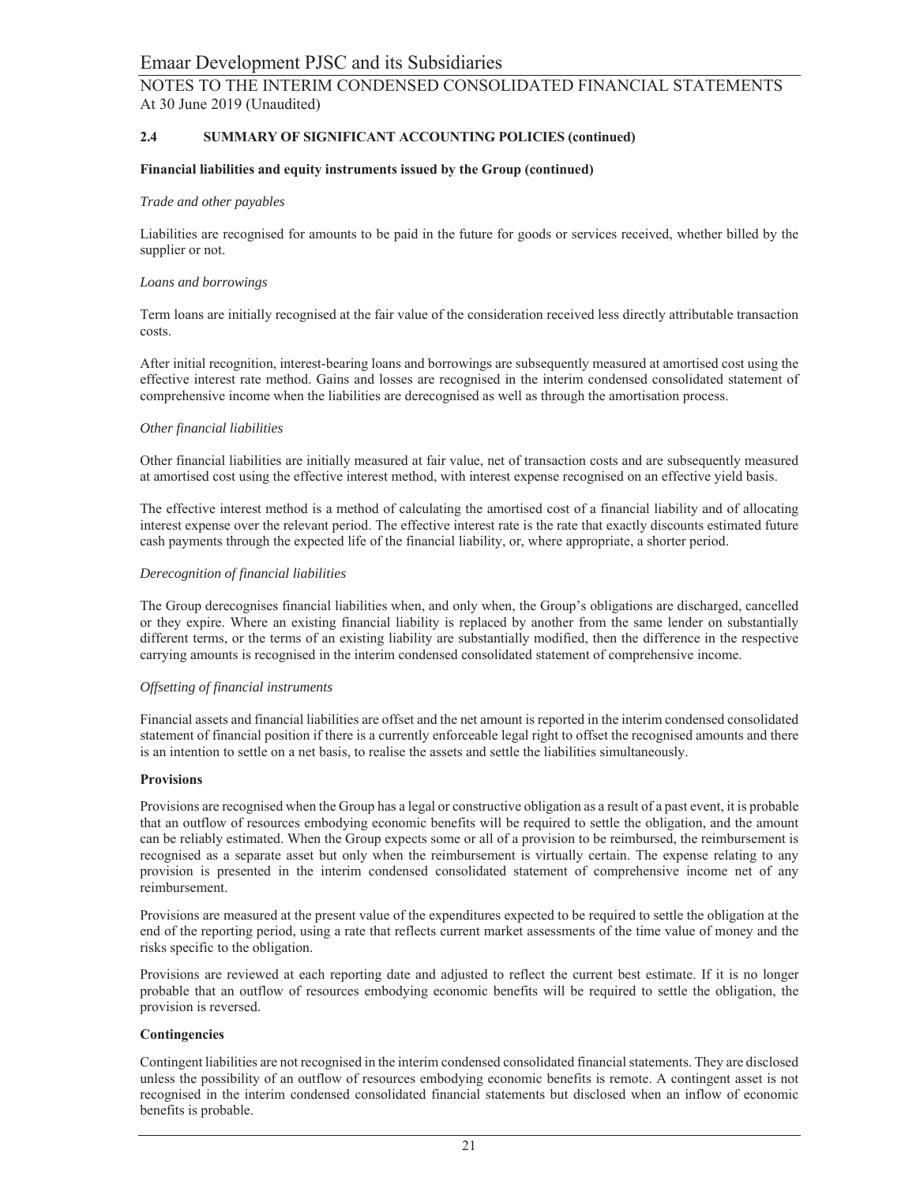### 2.4 SUMMARY OF SIGNIFICANT ACCOUNTING POLICIES (continued)

**Financial liabilities and equity instruments issued by the Group (continued)**

*Trade and other payables*

Liabilities are recognised for amounts to be paid in the future for goods or services received, whether billed by the supplier or not.

*Loans and borrowings*

Term loans are initially recognised at the fair value of the consideration received less directly attributable transaction costs.

After initial recognition, interest-bearing loans and borrowings are subsequently measured at amortised cost using the effective interest rate method. Gains and losses are recognised in the interim condensed consolidated statement of comprehensive income when the liabilities are derecognised as well as through the amortisation process.

*Other financial liabilities*

Other financial liabilities are initially measured at fair value, net of transaction costs and are subsequently measured at amortised cost using the effective interest method, with interest expense recognised on an effective yield basis.

The effective interest method is a method of calculating the amortised cost of a financial liability and of allocating interest expense over the relevant period. The effective interest rate is the rate that exactly discounts estimated future cash payments through the expected life of the financial liability, or, where appropriate, a shorter period.

*Derecognition of financial liabilities*

The Group derecognises financial liabilities when, and only when, the Group's obligations are discharged, cancelled or they expire. Where an existing financial liability is replaced by another from the same lender on substantially different terms, or the terms of an existing liability are substantially modified, then the difference in the respective carrying amounts is recognised in the interim condensed consolidated statement of comprehensive income.

*Offsetting of financial instruments*

Financial assets and financial liabilities are offset and the net amount is reported in the interim condensed consolidated statement of financial position if there is a currently enforceable legal right to offset the recognised amounts and there is an intention to settle on a net basis, to realise the assets and settle the liabilities simultaneously.

**Provisions**

Provisions are recognised when the Group has a legal or constructive obligation as a result of a past event, it is probable that an outflow of resources embodying economic benefits will be required to settle the obligation, and the amount can be reliably estimated. When the Group expects some or all of a provision to be reimbursed, the reimbursement is recognised as a separate asset but only when the reimbursement is virtually certain. The expense relating to any provision is presented in the interim condensed consolidated statement of comprehensive income net of any reimbursement.

Provisions are measured at the present value of the expenditures expected to be required to settle the obligation at the end of the reporting period, using a rate that reflects current market assessments of the time value of money and the risks specific to the obligation.

Provisions are reviewed at each reporting date and adjusted to reflect the current best estimate. If it is no longer probable that an outflow of resources embodying economic benefits will be required to settle the obligation, the provision is reversed.

**Contingencies**

Contingent liabilities are not recognised in the interim condensed consolidated financial statements. They are disclosed unless the possibility of an outflow of resources embodying economic benefits is remote. A contingent asset is not recognised in the interim condensed consolidated financial statements but disclosed when an inflow of economic benefits is probable.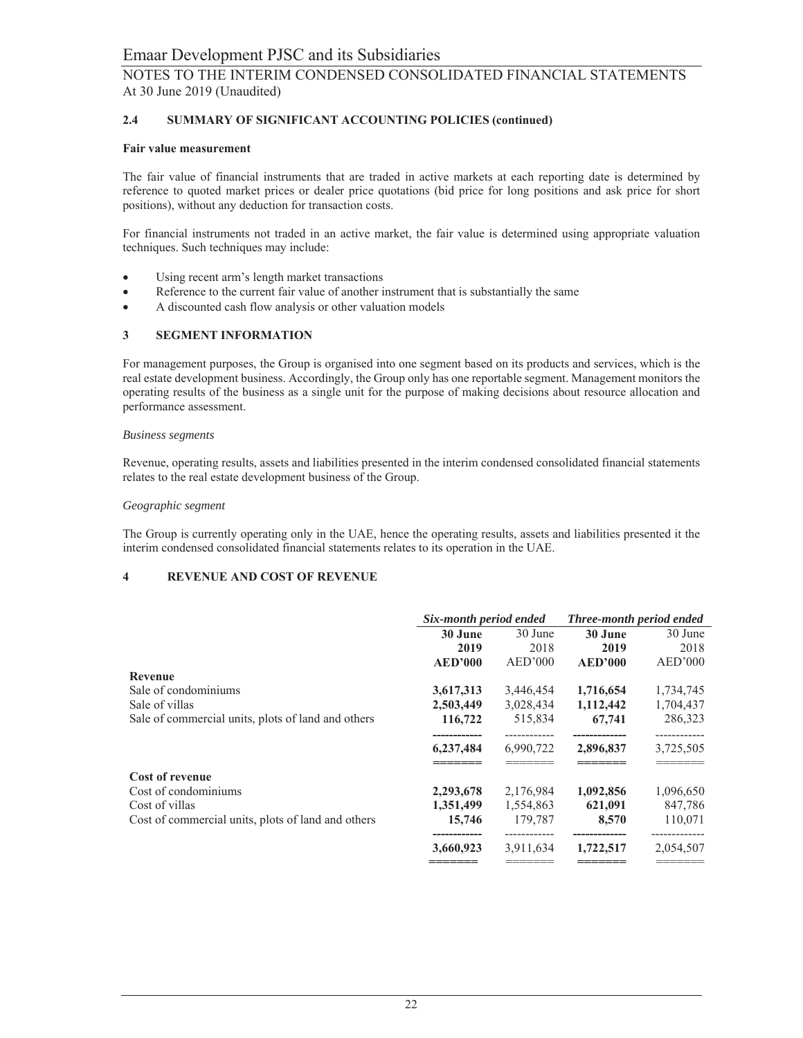## 2.4 SUMMARY OF SIGNIFICANT ACCOUNTING POLICIES (continued)

**Fair value measurement**

The fair value of financial instruments that are traded in active markets at each reporting date is determined by reference to quoted market prices or dealer price quotations (bid price for long positions and ask price for short positions), without any deduction for transaction costs.

For financial instruments not traded in an active market, the fair value is determined using appropriate valuation techniques. Such techniques may include:

- Using recent arm's length market transactions
- Reference to the current fair value of another instrument that is substantially the same
- A discounted cash flow analysis or other valuation models

## 3 SEGMENT INFORMATION

For management purposes, the Group is organised into one segment based on its products and services, which is the real estate development business. Accordingly, the Group only has one reportable segment. Management monitors the operating results of the business as a single unit for the purpose of making decisions about resource allocation and performance assessment.

*Business segments*

Revenue, operating results, assets and liabilities presented in the interim condensed consolidated financial statements relates to the real estate development business of the Group.

*Geographic segment*

The Group is currently operating only in the UAE, hence the operating results, assets and liabilities presented it the interim condensed consolidated financial statements relates to its operation in the UAE.

## 4 REVENUE AND COST OF REVENUE

| | *Six-month period ended* | | *Three-month period ended* | |
|---|---|---|---|---|
| | **30 June 2019 AED'000** | 30 June 2018 AED'000 | **30 June 2019 AED'000** | 30 June 2018 AED'000 |
| **Revenue** | | | | |
| Sale of condominiums | **3,617,313** | 3,446,454 | **1,716,654** | 1,734,745 |
| Sale of villas | **2,503,449** | 3,028,434 | **1,112,442** | 1,704,437 |
| Sale of commercial units, plots of land and others | **116,722** | 515,834 | **67,741** | 286,323 |
| | **6,237,484** | 6,990,722 | **2,896,837** | 3,725,505 |
| **Cost of revenue** | | | | |
| Cost of condominiums | **2,293,678** | 2,176,984 | **1,092,856** | 1,096,650 |
| Cost of villas | **1,351,499** | 1,554,863 | **621,091** | 847,786 |
| Cost of commercial units, plots of land and others | **15,746** | 179,787 | **8,570** | 110,071 |
| | **3,660,923** | 3,911,634 | **1,722,517** | 2,054,507 |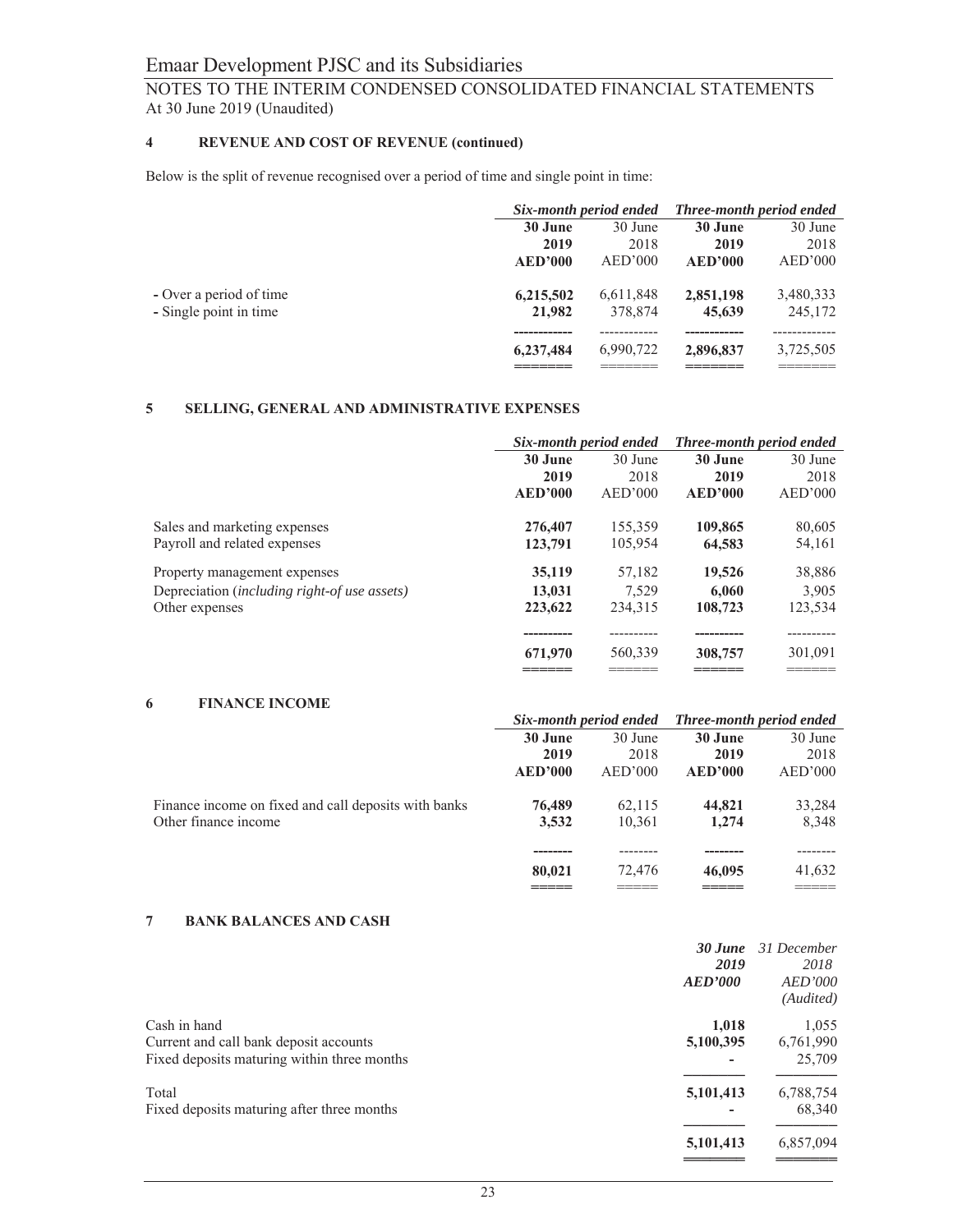## 4 REVENUE AND COST OF REVENUE (continued)

Below is the split of revenue recognised over a period of time and single point in time:

| | *Six-month period ended* | | *Three-month period ended* | |
|---|---|---|---|---|
| | **30 June 2019** | 30 June 2018 | **30 June 2019** | 30 June 2018 |
| | **AED'000** | AED'000 | **AED'000** | AED'000 |
| - Over a period of time | **6,215,502** | 6,611,848 | **2,851,198** | 3,480,333 |
| - Single point in time | **21,982** | 378,874 | **45,639** | 245,172 |
| | **6,237,484** | 6,990,722 | **2,896,837** | 3,725,505 |

## 5 SELLING, GENERAL AND ADMINISTRATIVE EXPENSES

| | *Six-month period ended* | | *Three-month period ended* | |
|---|---|---|---|---|
| | **30 June 2019** | 30 June 2018 | **30 June 2019** | 30 June 2018 |
| | **AED'000** | AED'000 | **AED'000** | AED'000 |
| Sales and marketing expenses | **276,407** | 155,359 | **109,865** | 80,605 |
| Payroll and related expenses | **123,791** | 105,954 | **64,583** | 54,161 |
| Property management expenses | **35,119** | 57,182 | **19,526** | 38,886 |
| Depreciation (*including right-of use assets)* | **13,031** | 7,529 | **6,060** | 3,905 |
| Other expenses | **223,622** | 234,315 | **108,723** | 123,534 |
| | **671,970** | 560,339 | **308,757** | 301,091 |

## 6 FINANCE INCOME

| | *Six-month period ended* | | *Three-month period ended* | |
|---|---|---|---|---|
| | **30 June 2019** | 30 June 2018 | **30 June 2019** | 30 June 2018 |
| | **AED'000** | AED'000 | **AED'000** | AED'000 |
| Finance income on fixed and call deposits with banks | **76,489** | 62,115 | **44,821** | 33,284 |
| Other finance income | **3,532** | 10,361 | **1,274** | 8,348 |
| | **80,021** | 72,476 | **46,095** | 41,632 |

## 7 BANK BALANCES AND CASH

| | ***30 June 2019*** | *31 December 2018* |
|---|---|---|
| | ***AED'000*** | *AED'000 (Audited)* |
| Cash in hand | **1,018** | 1,055 |
| Current and call bank deposit accounts | **5,100,395** | 6,761,990 |
| Fixed deposits maturing within three months | **-** | 25,709 |
| Total | **5,101,413** | 6,788,754 |
| Fixed deposits maturing after three months | **-** | 68,340 |
| | **5,101,413** | 6,857,094 |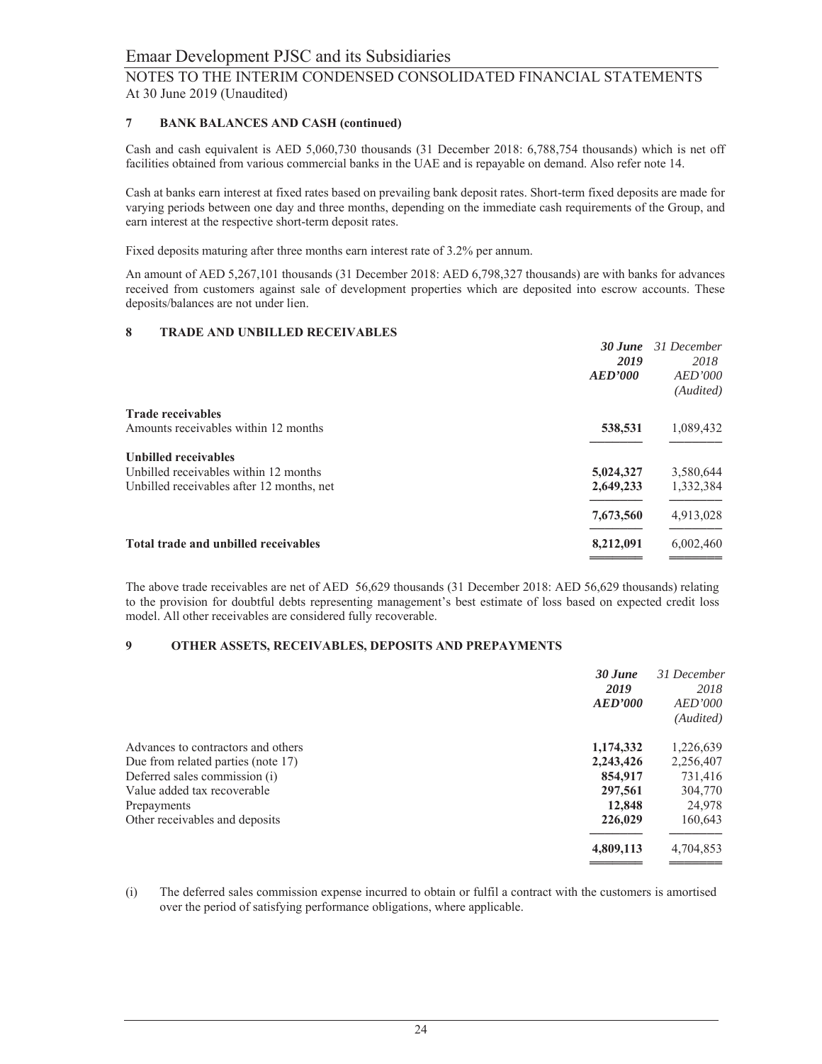### 7 BANK BALANCES AND CASH (continued)

Cash and cash equivalent is AED 5,060,730 thousands (31 December 2018: 6,788,754 thousands) which is net off facilities obtained from various commercial banks in the UAE and is repayable on demand. Also refer note 14.

Cash at banks earn interest at fixed rates based on prevailing bank deposit rates. Short-term fixed deposits are made for varying periods between one day and three months, depending on the immediate cash requirements of the Group, and earn interest at the respective short-term deposit rates.

Fixed deposits maturing after three months earn interest rate of 3.2% per annum.

An amount of AED 5,267,101 thousands (31 December 2018: AED 6,798,327 thousands) are with banks for advances received from customers against sale of development properties which are deposited into escrow accounts. These deposits/balances are not under lien.

### 8 TRADE AND UNBILLED RECEIVABLES

| | ***30 June 2019 AED'000*** | *31 December 2018 AED'000 (Audited)* |
|---|---|---|
| **Trade receivables** | | |
| Amounts receivables within 12 months | **538,531** | 1,089,432 |
| **Unbilled receivables** | | |
| Unbilled receivables within 12 months | **5,024,327** | 3,580,644 |
| Unbilled receivables after 12 months, net | **2,649,233** | 1,332,384 |
| | **7,673,560** | 4,913,028 |
| **Total trade and unbilled receivables** | **8,212,091** | 6,002,460 |

The above trade receivables are net of AED 56,629 thousands (31 December 2018: AED 56,629 thousands) relating to the provision for doubtful debts representing management's best estimate of loss based on expected credit loss model. All other receivables are considered fully recoverable.

### 9 OTHER ASSETS, RECEIVABLES, DEPOSITS AND PREPAYMENTS

| | ***30 June 2019 AED'000*** | *31 December 2018 AED'000 (Audited)* |
|---|---|---|
| Advances to contractors and others | **1,174,332** | 1,226,639 |
| Due from related parties (note 17) | **2,243,426** | 2,256,407 |
| Deferred sales commission (i) | **854,917** | 731,416 |
| Value added tax recoverable | **297,561** | 304,770 |
| Prepayments | **12,848** | 24,978 |
| Other receivables and deposits | **226,029** | 160,643 |
| | **4,809,113** | 4,704,853 |

(i) The deferred sales commission expense incurred to obtain or fulfil a contract with the customers is amortised over the period of satisfying performance obligations, where applicable.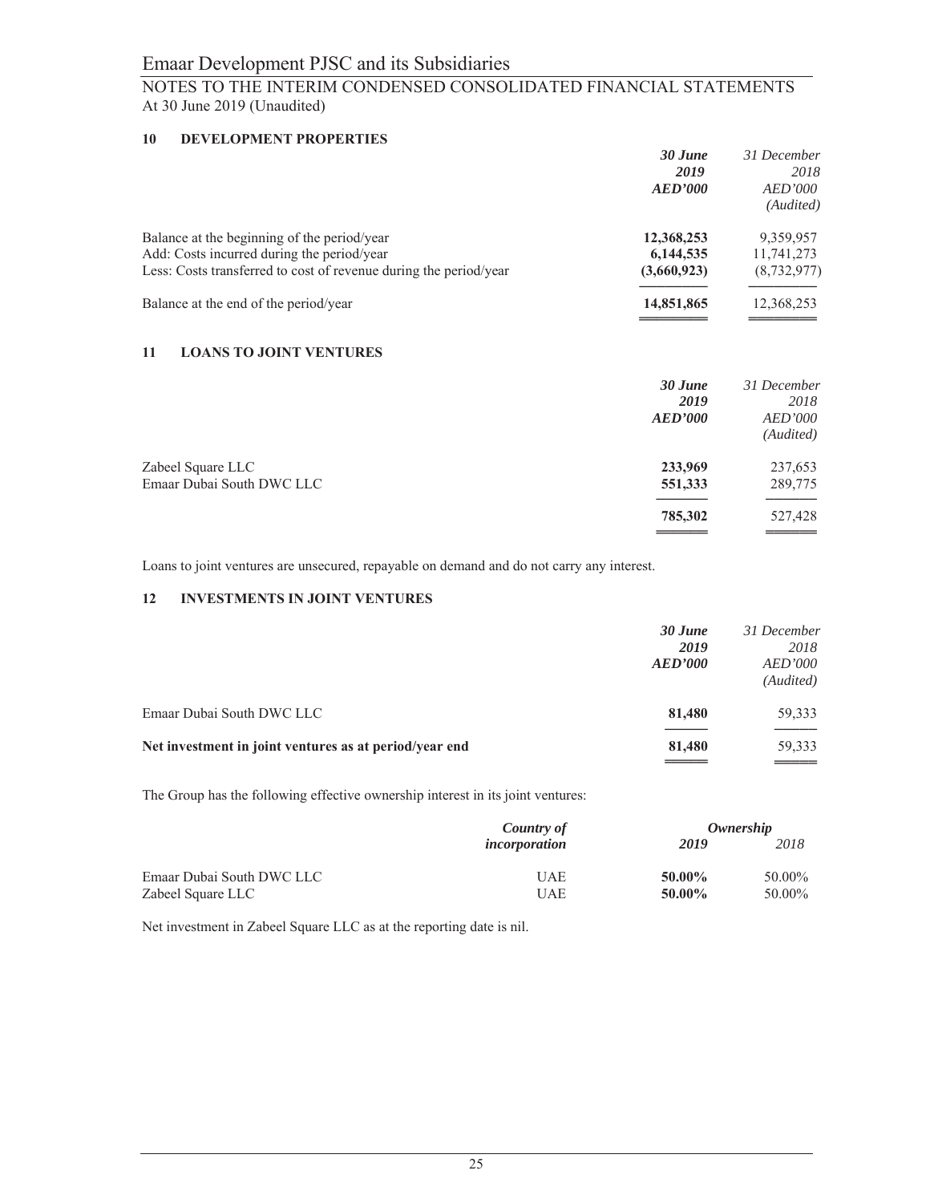## 10 DEVELOPMENT PROPERTIES

| | *30 June 2019 AED'000* | *31 December 2018 AED'000 (Audited)* |
|---|---|---|
| Balance at the beginning of the period/year | **12,368,253** | 9,359,957 |
| Add: Costs incurred during the period/year | **6,144,535** | 11,741,273 |
| Less: Costs transferred to cost of revenue during the period/year | **(3,660,923)** | (8,732,977) |
| Balance at the end of the period/year | **14,851,865** | 12,368,253 |

## 11 LOANS TO JOINT VENTURES

| | *30 June 2019 AED'000* | *31 December 2018 AED'000 (Audited)* |
|---|---|---|
| Zabeel Square LLC | **233,969** | 237,653 |
| Emaar Dubai South DWC LLC | **551,333** | 289,775 |
| | **785,302** | 527,428 |

Loans to joint ventures are unsecured, repayable on demand and do not carry any interest.

## 12 INVESTMENTS IN JOINT VENTURES

| | *30 June 2019 AED'000* | *31 December 2018 AED'000 (Audited)* |
|---|---|---|
| Emaar Dubai South DWC LLC | **81,480** | 59,333 |
| **Net investment in joint ventures as at period/year end** | **81,480** | 59,333 |

The Group has the following effective ownership interest in its joint ventures:

| | *Country of incorporation* | *Ownership* | |
|---|---|---|---|
| | | *2019* | *2018* |
| Emaar Dubai South DWC LLC | UAE | **50.00%** | 50.00% |
| Zabeel Square LLC | UAE | **50.00%** | 50.00% |

Net investment in Zabeel Square LLC as at the reporting date is nil.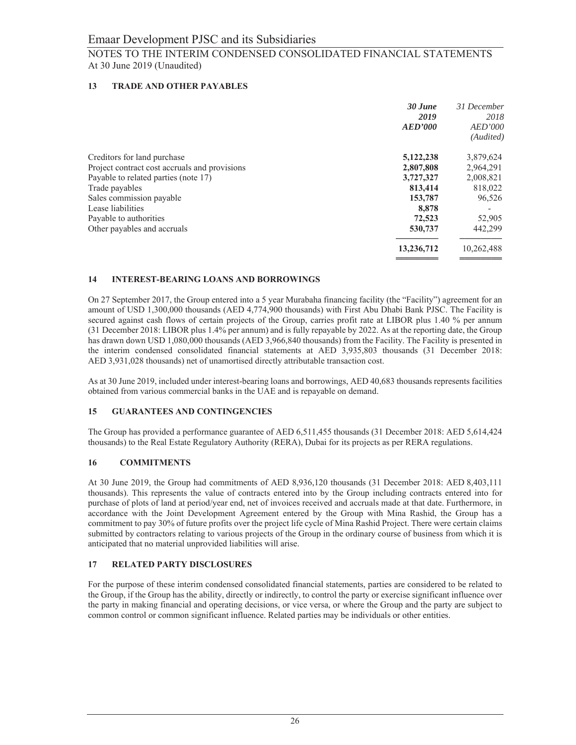## 13 TRADE AND OTHER PAYABLES

| | *30 June 2019 AED'000* | *31 December 2018 AED'000 (Audited)* |
|---|---|---|
| Creditors for land purchase | **5,122,238** | 3,879,624 |
| Project contract cost accruals and provisions | **2,807,808** | 2,964,291 |
| Payable to related parties (note 17) | **3,727,327** | 2,008,821 |
| Trade payables | **813,414** | 818,022 |
| Sales commission payable | **153,787** | 96,526 |
| Lease liabilities | **8,878** | - |
| Payable to authorities | **72,523** | 52,905 |
| Other payables and accruals | **530,737** | 442,299 |
| | **13,236,712** | 10,262,488 |

## 14 INTEREST-BEARING LOANS AND BORROWINGS

On 27 September 2017, the Group entered into a 5 year Murabaha financing facility (the "Facility") agreement for an amount of USD 1,300,000 thousands (AED 4,774,900 thousands) with First Abu Dhabi Bank PJSC. The Facility is secured against cash flows of certain projects of the Group, carries profit rate at LIBOR plus 1.40 % per annum (31 December 2018: LIBOR plus 1.4% per annum) and is fully repayable by 2022. As at the reporting date, the Group has drawn down USD 1,080,000 thousands (AED 3,966,840 thousands) from the Facility. The Facility is presented in the interim condensed consolidated financial statements at AED 3,935,803 thousands (31 December 2018: AED 3,931,028 thousands) net of unamortised directly attributable transaction cost.

As at 30 June 2019, included under interest-bearing loans and borrowings, AED 40,683 thousands represents facilities obtained from various commercial banks in the UAE and is repayable on demand.

## 15 GUARANTEES AND CONTINGENCIES

The Group has provided a performance guarantee of AED 6,511,455 thousands (31 December 2018: AED 5,614,424 thousands) to the Real Estate Regulatory Authority (RERA), Dubai for its projects as per RERA regulations.

## 16 COMMITMENTS

At 30 June 2019, the Group had commitments of AED 8,936,120 thousands (31 December 2018: AED 8,403,111 thousands). This represents the value of contracts entered into by the Group including contracts entered into for purchase of plots of land at period/year end, net of invoices received and accruals made at that date. Furthermore, in accordance with the Joint Development Agreement entered by the Group with Mina Rashid, the Group has a commitment to pay 30% of future profits over the project life cycle of Mina Rashid Project. There were certain claims submitted by contractors relating to various projects of the Group in the ordinary course of business from which it is anticipated that no material unprovided liabilities will arise.

## 17 RELATED PARTY DISCLOSURES

For the purpose of these interim condensed consolidated financial statements, parties are considered to be related to the Group, if the Group has the ability, directly or indirectly, to control the party or exercise significant influence over the party in making financial and operating decisions, or vice versa, or where the Group and the party are subject to common control or common significant influence. Related parties may be individuals or other entities.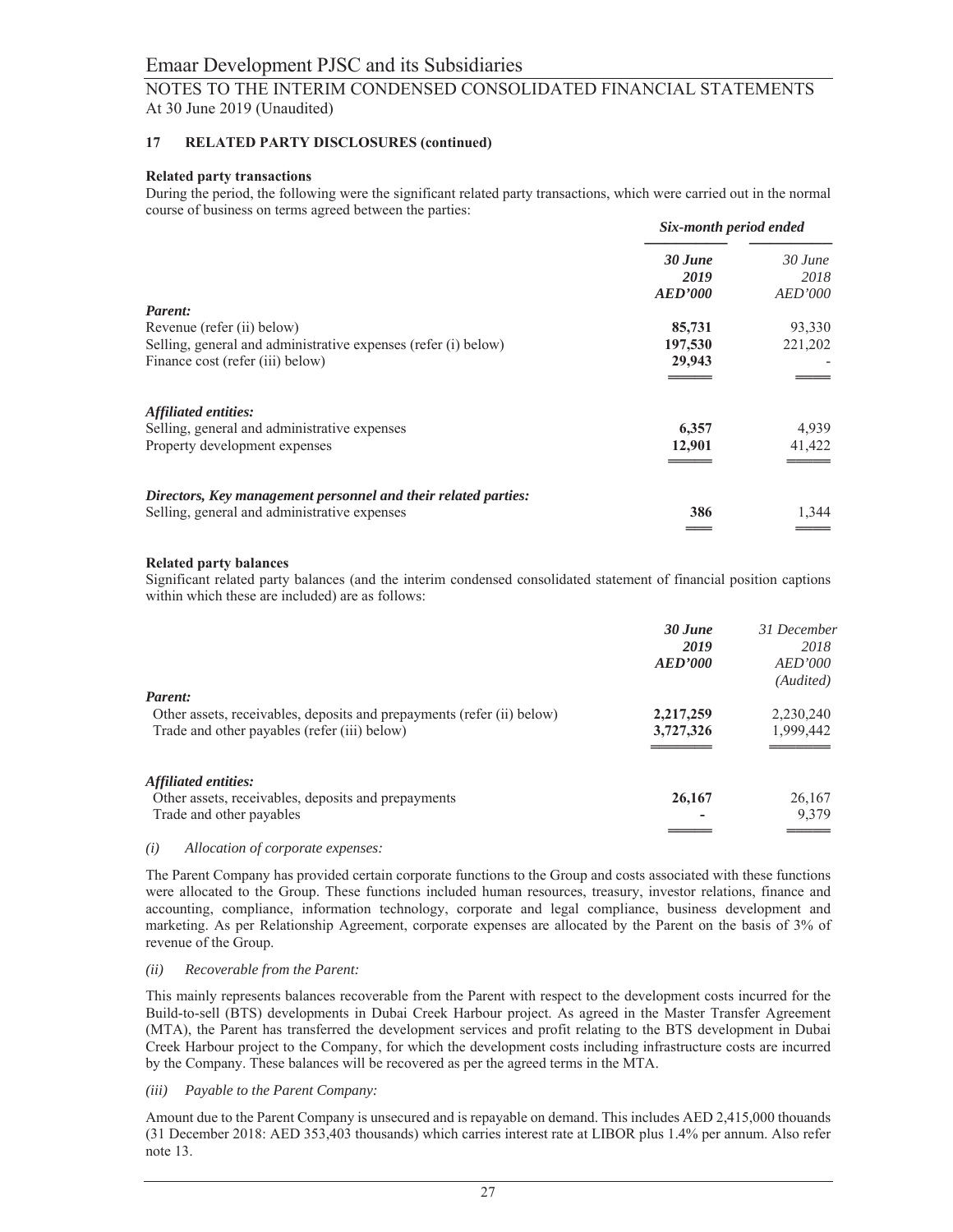# Emaar Development PJSC and its Subsidiaries

NOTES TO THE INTERIM CONDENSED CONSOLIDATED FINANCIAL STATEMENTS
At 30 June 2019 (Unaudited)

## 17 RELATED PARTY DISCLOSURES (continued)

**Related party transactions**

During the period, the following were the significant related party transactions, which were carried out in the normal course of business on terms agreed between the parties:

| | *Six-month period ended* | |
|---|---|---|
| | ***30 June 2019 AED'000*** | *30 June 2018 AED'000* |
| ***Parent:*** | | |
| Revenue (refer (ii) below) | **85,731** | 93,330 |
| Selling, general and administrative expenses (refer (i) below) | **197,530** | 221,202 |
| Finance cost (refer (iii) below) | **29,943** | - |
| ***Affiliated entities:*** | | |
| Selling, general and administrative expenses | **6,357** | 4,939 |
| Property development expenses | **12,901** | 41,422 |
| ***Directors, Key management personnel and their related parties:*** | | |
| Selling, general and administrative expenses | **386** | 1,344 |

**Related party balances**

Significant related party balances (and the interim condensed consolidated statement of financial position captions within which these are included) are as follows:

| | ***30 June 2019 AED'000*** | *31 December 2018 AED'000 (Audited)* |
|---|---|---|
| ***Parent:*** | | |
| Other assets, receivables, deposits and prepayments (refer (ii) below) | **2,217,259** | 2,230,240 |
| Trade and other payables (refer (iii) below) | **3,727,326** | 1,999,442 |
| ***Affiliated entities:*** | | |
| Other assets, receivables, deposits and prepayments | **26,167** | 26,167 |
| Trade and other payables | **-** | 9,379 |

*(i) Allocation of corporate expenses:*

The Parent Company has provided certain corporate functions to the Group and costs associated with these functions were allocated to the Group. These functions included human resources, treasury, investor relations, finance and accounting, compliance, information technology, corporate and legal compliance, business development and marketing. As per Relationship Agreement, corporate expenses are allocated by the Parent on the basis of 3% of revenue of the Group.

*(ii) Recoverable from the Parent:*

This mainly represents balances recoverable from the Parent with respect to the development costs incurred for the Build-to-sell (BTS) developments in Dubai Creek Harbour project. As agreed in the Master Transfer Agreement (MTA), the Parent has transferred the development services and profit relating to the BTS development in Dubai Creek Harbour project to the Company, for which the development costs including infrastructure costs are incurred by the Company. These balances will be recovered as per the agreed terms in the MTA.

*(iii) Payable to the Parent Company:*

Amount due to the Parent Company is unsecured and is repayable on demand. This includes AED 2,415,000 thouands (31 December 2018: AED 353,403 thousands) which carries interest rate at LIBOR plus 1.4% per annum. Also refer note 13.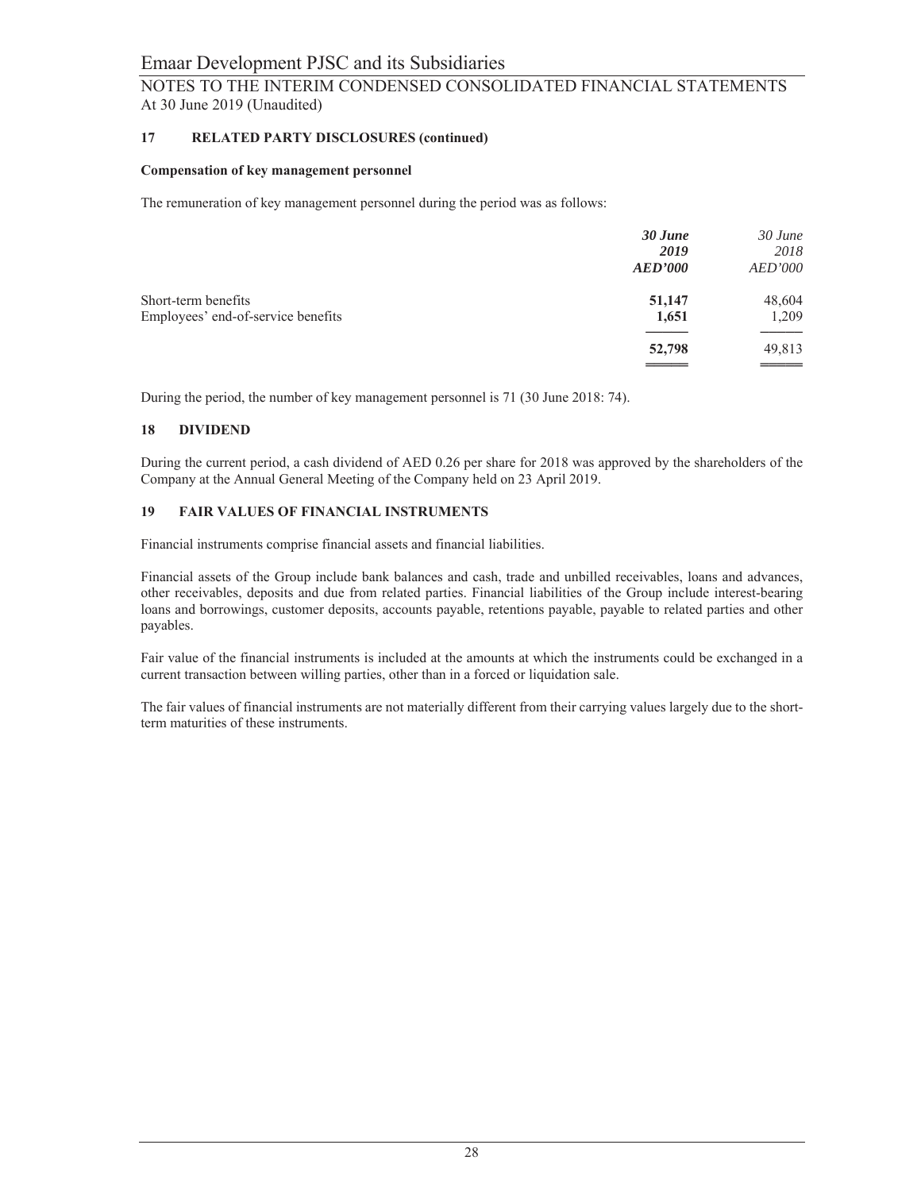### 17 RELATED PARTY DISCLOSURES (continued)

**Compensation of key management personnel**

The remuneration of key management personnel during the period was as follows:

| | ***30 June 2019 AED'000*** | *30 June 2018 AED'000* |
|---|---|---|
| Short-term benefits | **51,147** | 48,604 |
| Employees' end-of-service benefits | **1,651** | 1,209 |
| | **52,798** | 49,813 |

During the period, the number of key management personnel is 71 (30 June 2018: 74).

### 18 DIVIDEND

During the current period, a cash dividend of AED 0.26 per share for 2018 was approved by the shareholders of the Company at the Annual General Meeting of the Company held on 23 April 2019.

### 19 FAIR VALUES OF FINANCIAL INSTRUMENTS

Financial instruments comprise financial assets and financial liabilities.

Financial assets of the Group include bank balances and cash, trade and unbilled receivables, loans and advances, other receivables, deposits and due from related parties. Financial liabilities of the Group include interest-bearing loans and borrowings, customer deposits, accounts payable, retentions payable, payable to related parties and other payables.

Fair value of the financial instruments is included at the amounts at which the instruments could be exchanged in a current transaction between willing parties, other than in a forced or liquidation sale.

The fair values of financial instruments are not materially different from their carrying values largely due to the short-term maturities of these instruments.